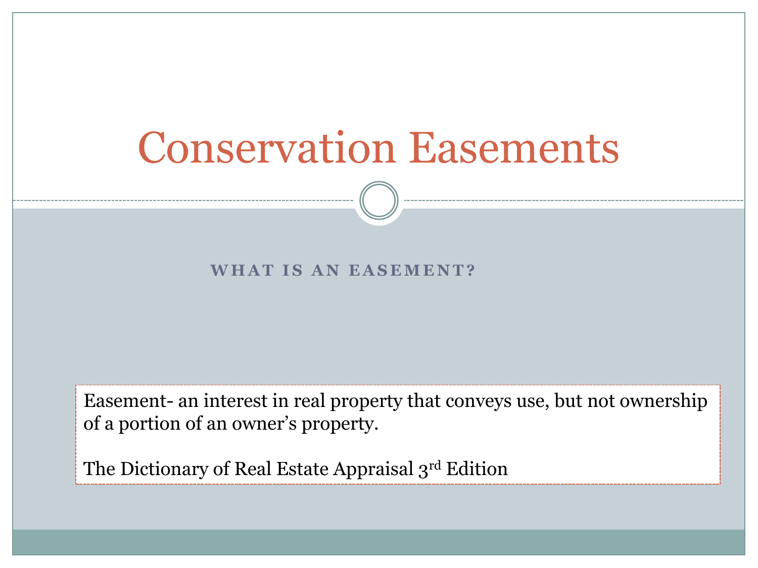# Conservation Easements

## WHAT IS AN EASEMENT?

Easement- an interest in real property that conveys use, but not ownership of a portion of an owner's property.

The Dictionary of Real Estate Appraisal 3rd Edition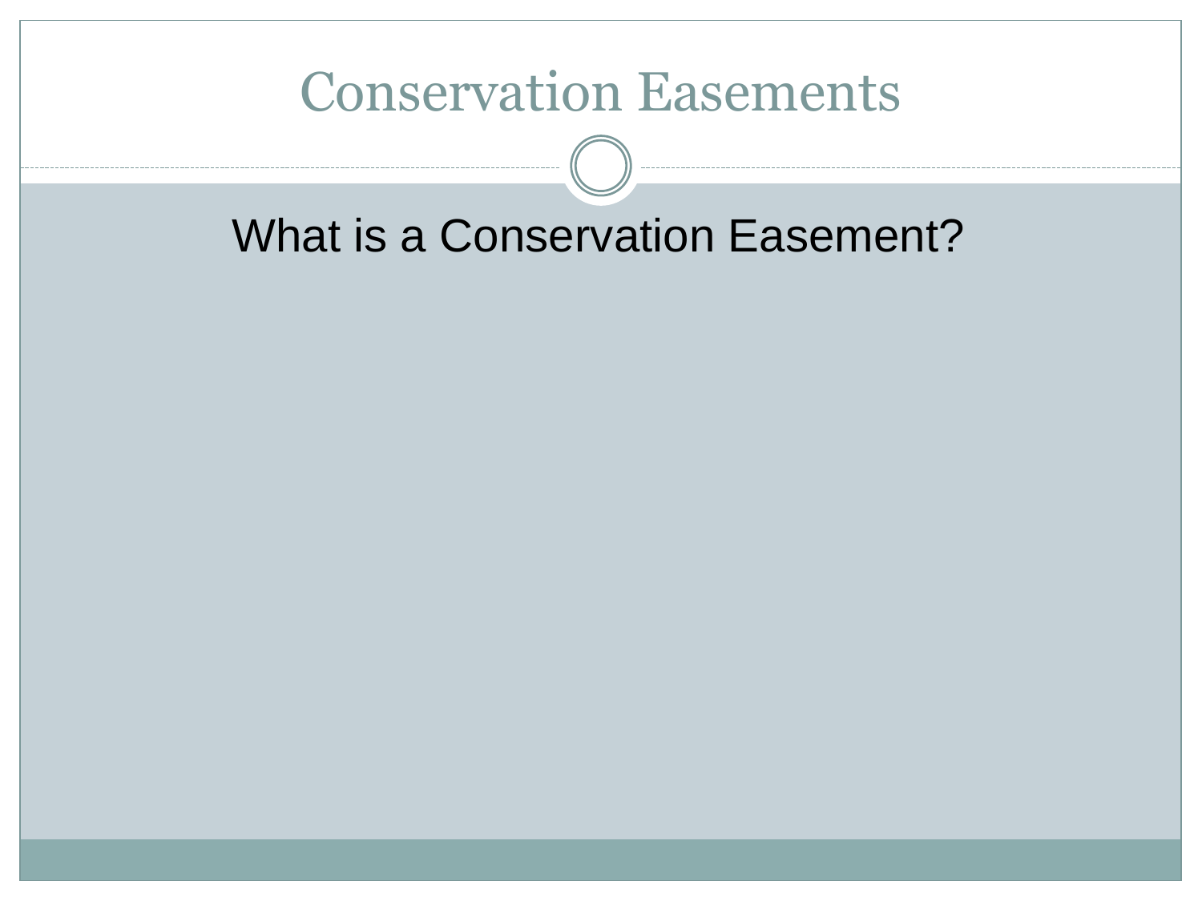# Conservation Easements

What is a Conservation Easement?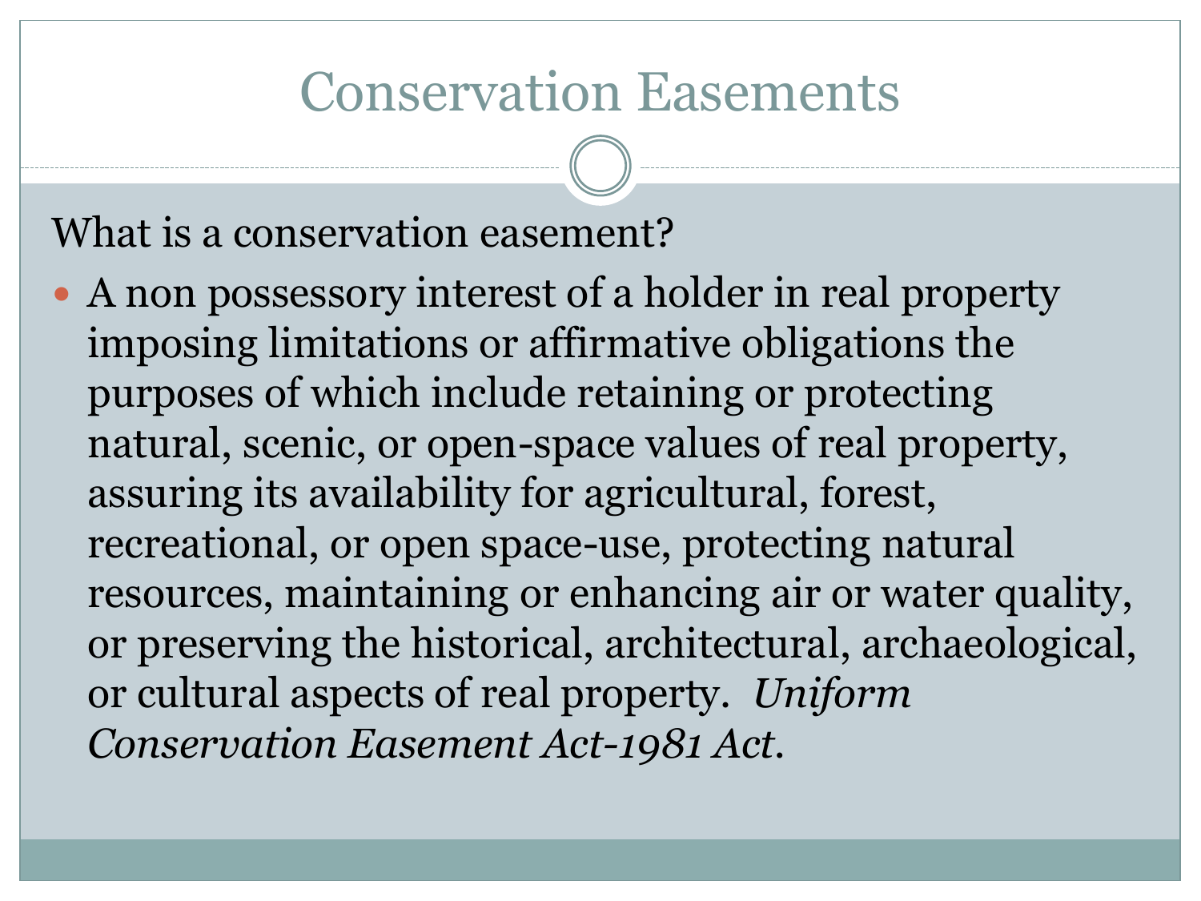# Conservation Easements

What is a conservation easement?

- A non possessory interest of a holder in real property imposing limitations or affirmative obligations the purposes of which include retaining or protecting natural, scenic, or open-space values of real property, assuring its availability for agricultural, forest, recreational, or open space-use, protecting natural resources, maintaining or enhancing air or water quality, or preserving the historical, architectural, archaeological, or cultural aspects of real property. *Uniform Conservation Easement Act-1981 Act.*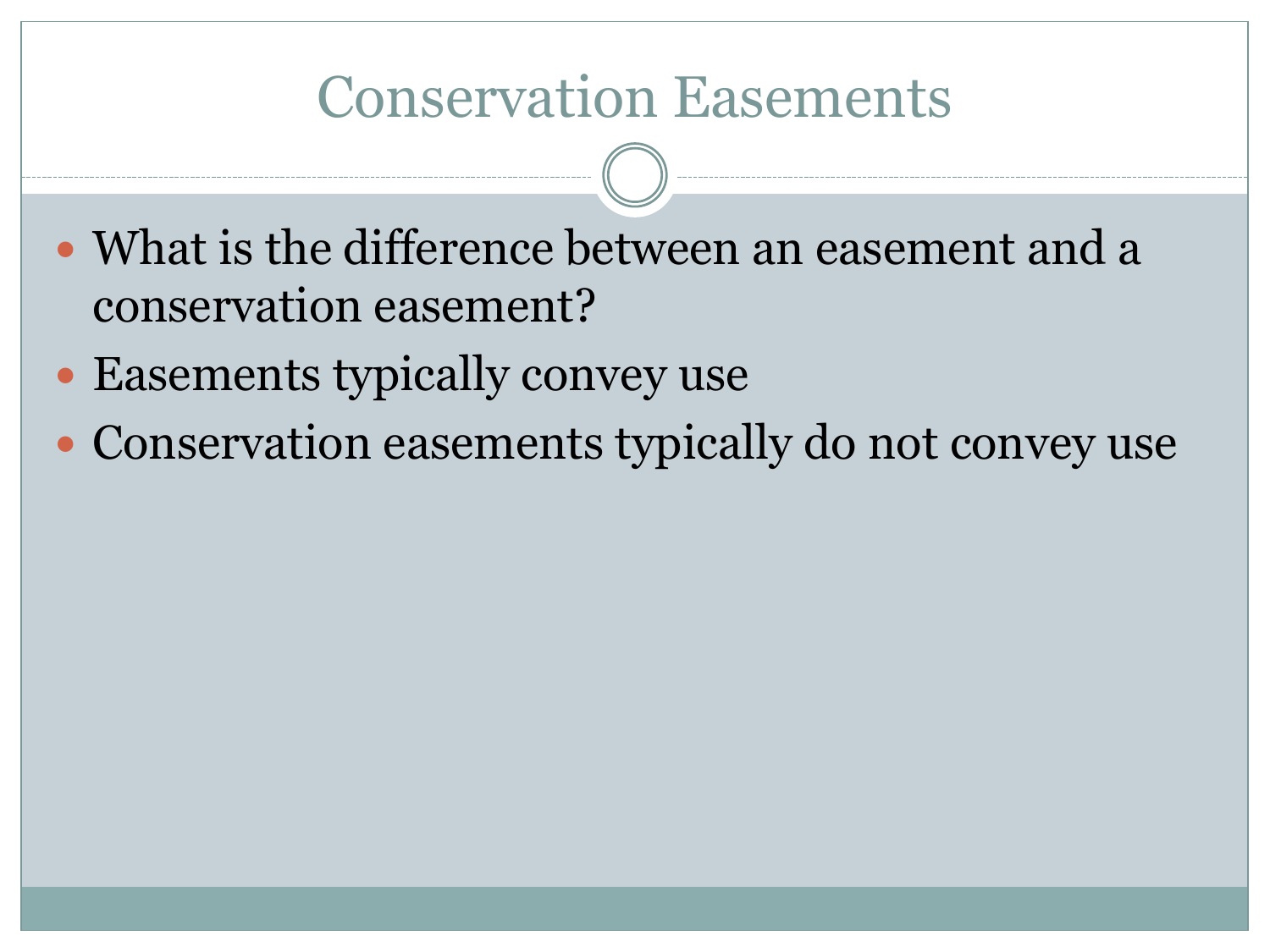# Conservation Easements

- What is the difference between an easement and a conservation easement?
- Easements typically convey use
- Conservation easements typically do not convey use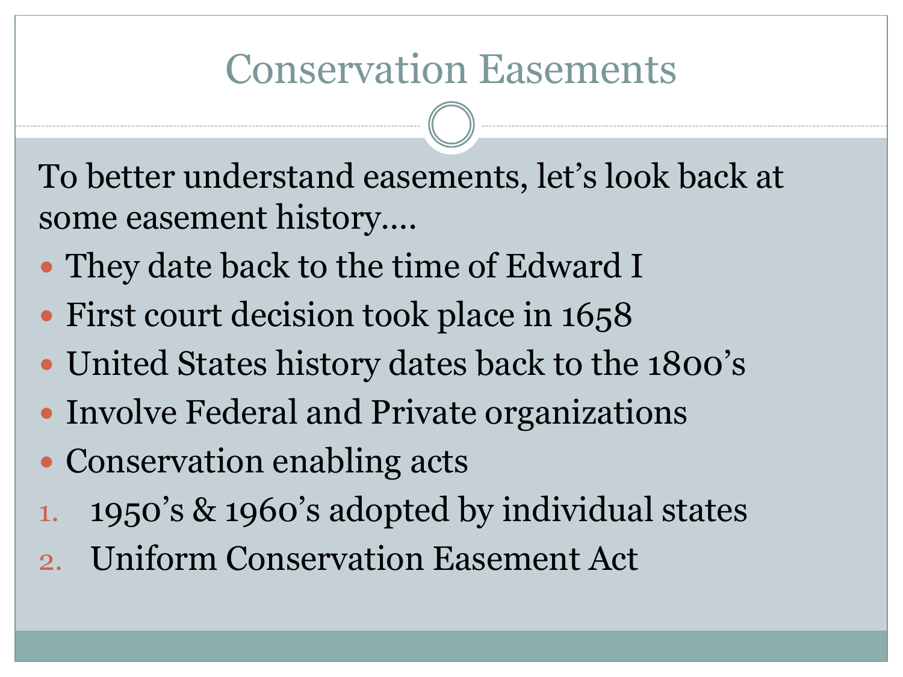# Conservation Easements

To better understand easements, let's look back at some easement history….

- They date back to the time of Edward I
- First court decision took place in 1658
- United States history dates back to the 1800's
- Involve Federal and Private organizations
- Conservation enabling acts

1. 1950's & 1960's adopted by individual states
2. Uniform Conservation Easement Act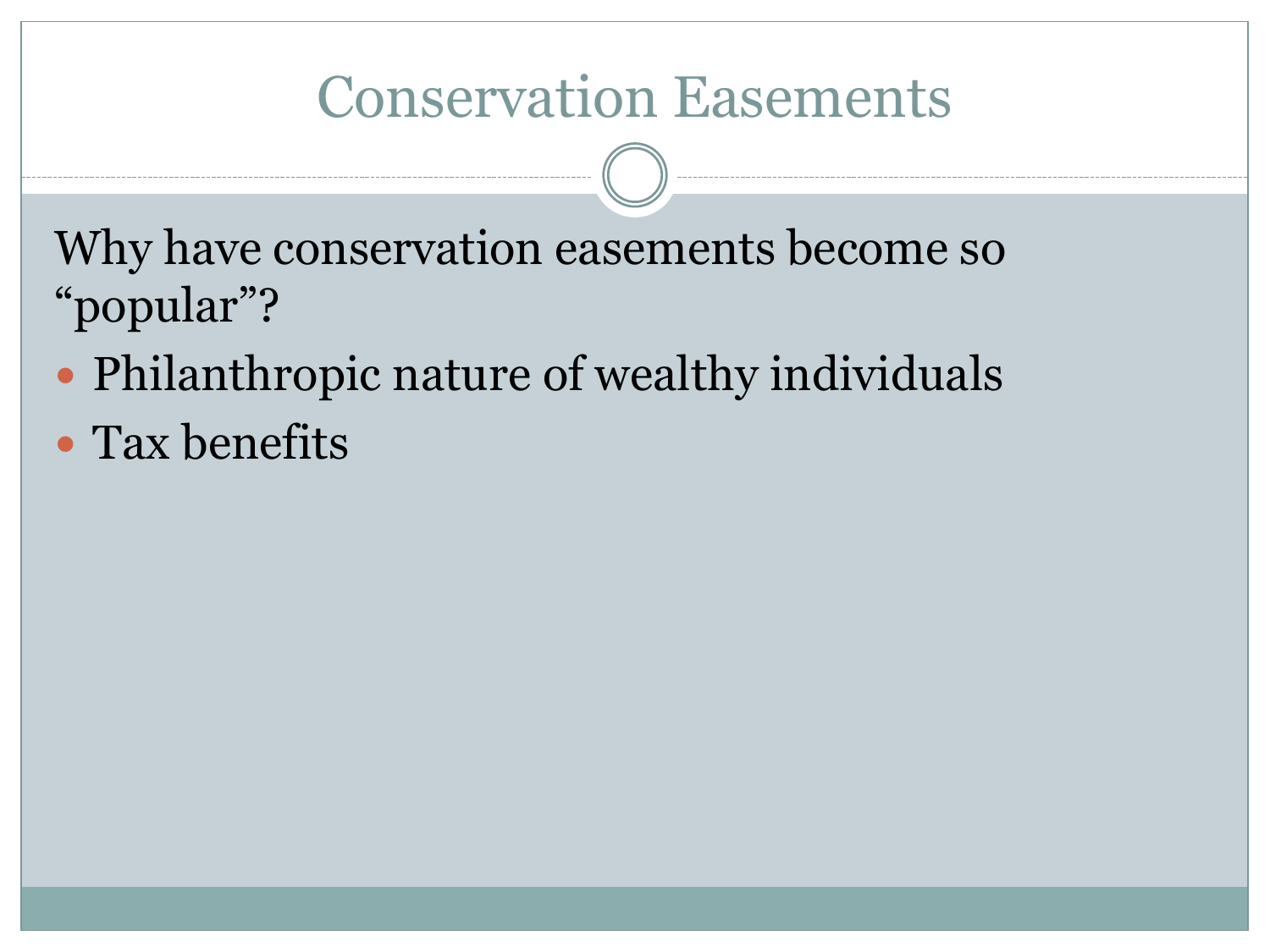# Conservation Easements

Why have conservation easements become so "popular"?

- Philanthropic nature of wealthy individuals
- Tax benefits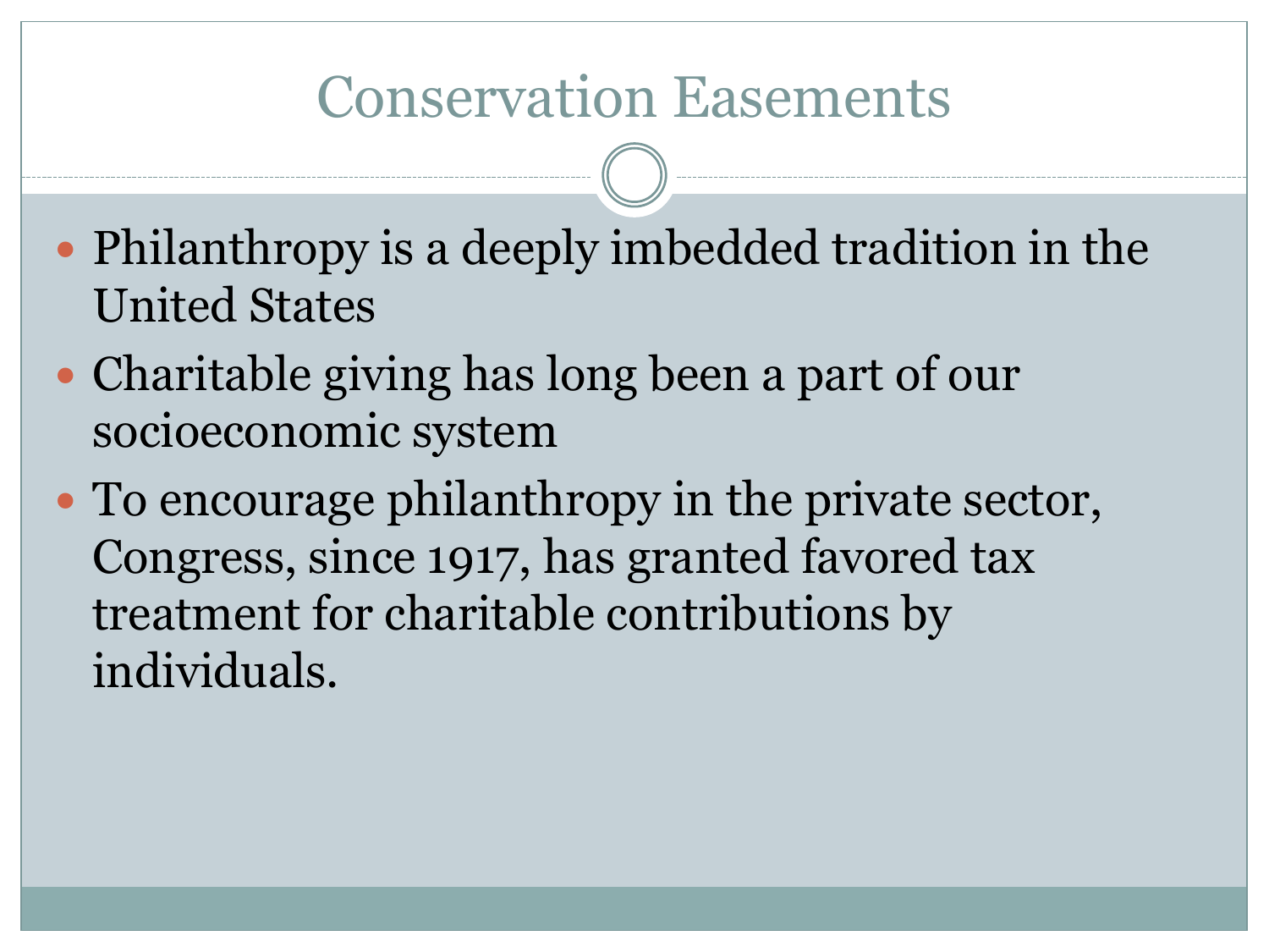# Conservation Easements

- Philanthropy is a deeply imbedded tradition in the United States
- Charitable giving has long been a part of our socioeconomic system
- To encourage philanthropy in the private sector, Congress, since 1917, has granted favored tax treatment for charitable contributions by individuals.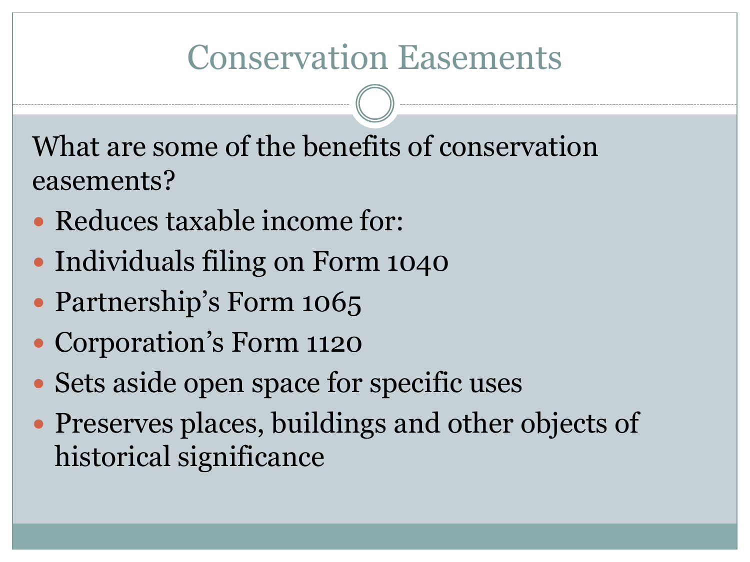# Conservation Easements

What are some of the benefits of conservation easements?

- Reduces taxable income for:
- Individuals filing on Form 1040
- Partnership's Form 1065
- Corporation's Form 1120
- Sets aside open space for specific uses
- Preserves places, buildings and other objects of historical significance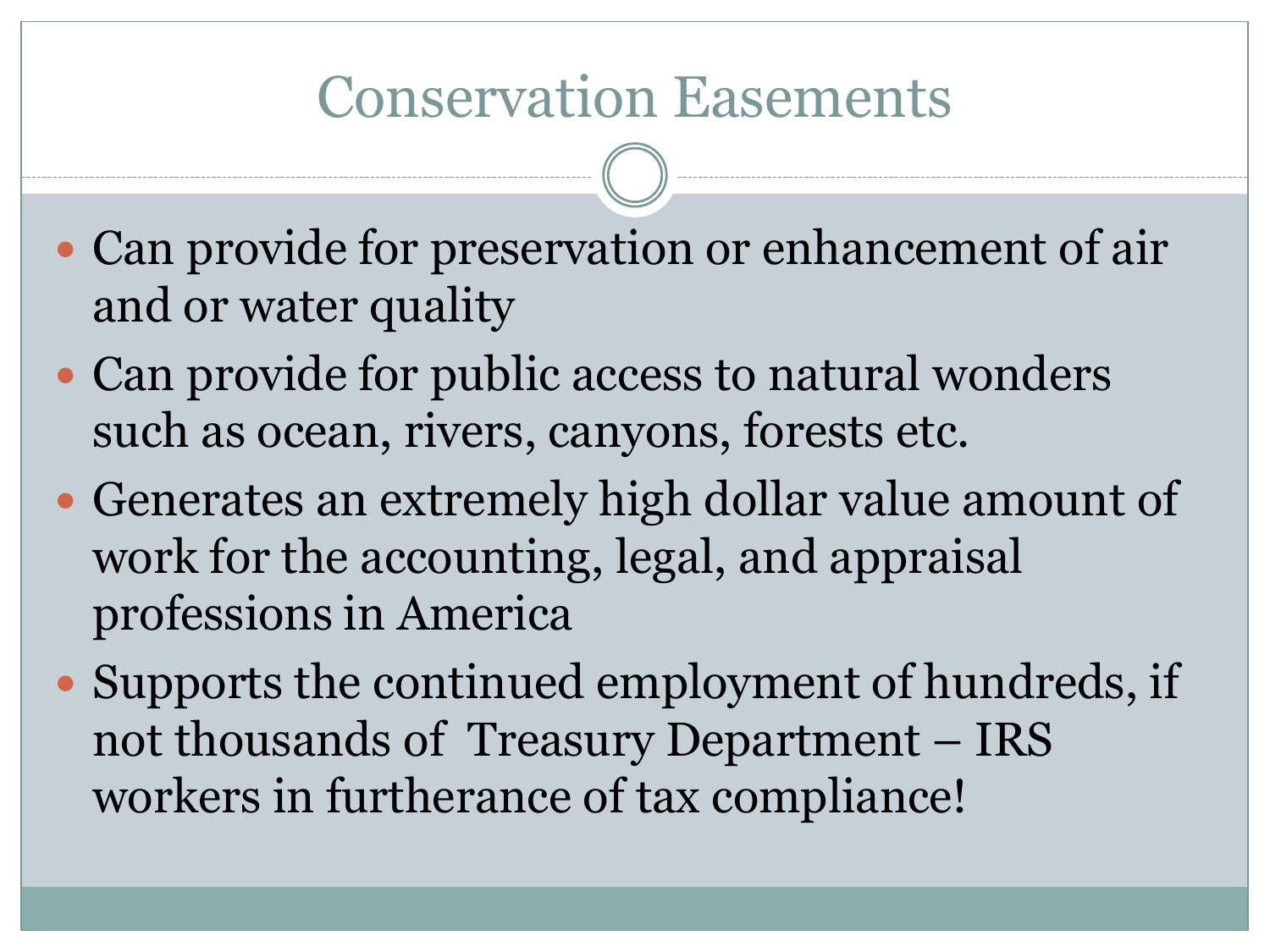# Conservation Easements

- Can provide for preservation or enhancement of air and or water quality
- Can provide for public access to natural wonders such as ocean, rivers, canyons, forests etc.
- Generates an extremely high dollar value amount of work for the accounting, legal, and appraisal professions in America
- Supports the continued employment of hundreds, if not thousands of Treasury Department – IRS workers in furtherance of tax compliance!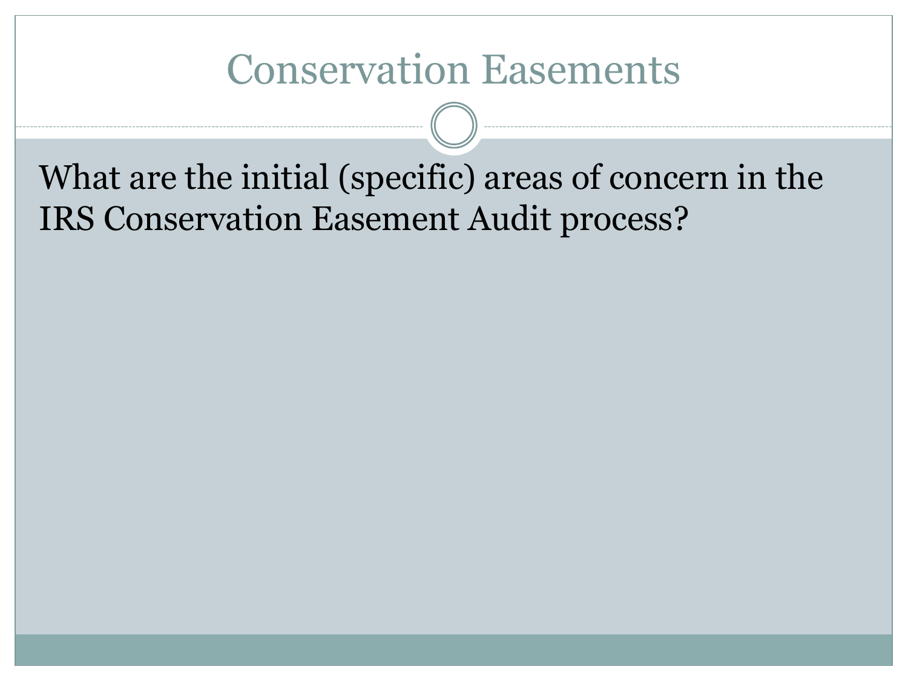# Conservation Easements

What are the initial (specific) areas of concern in the IRS Conservation Easement Audit process?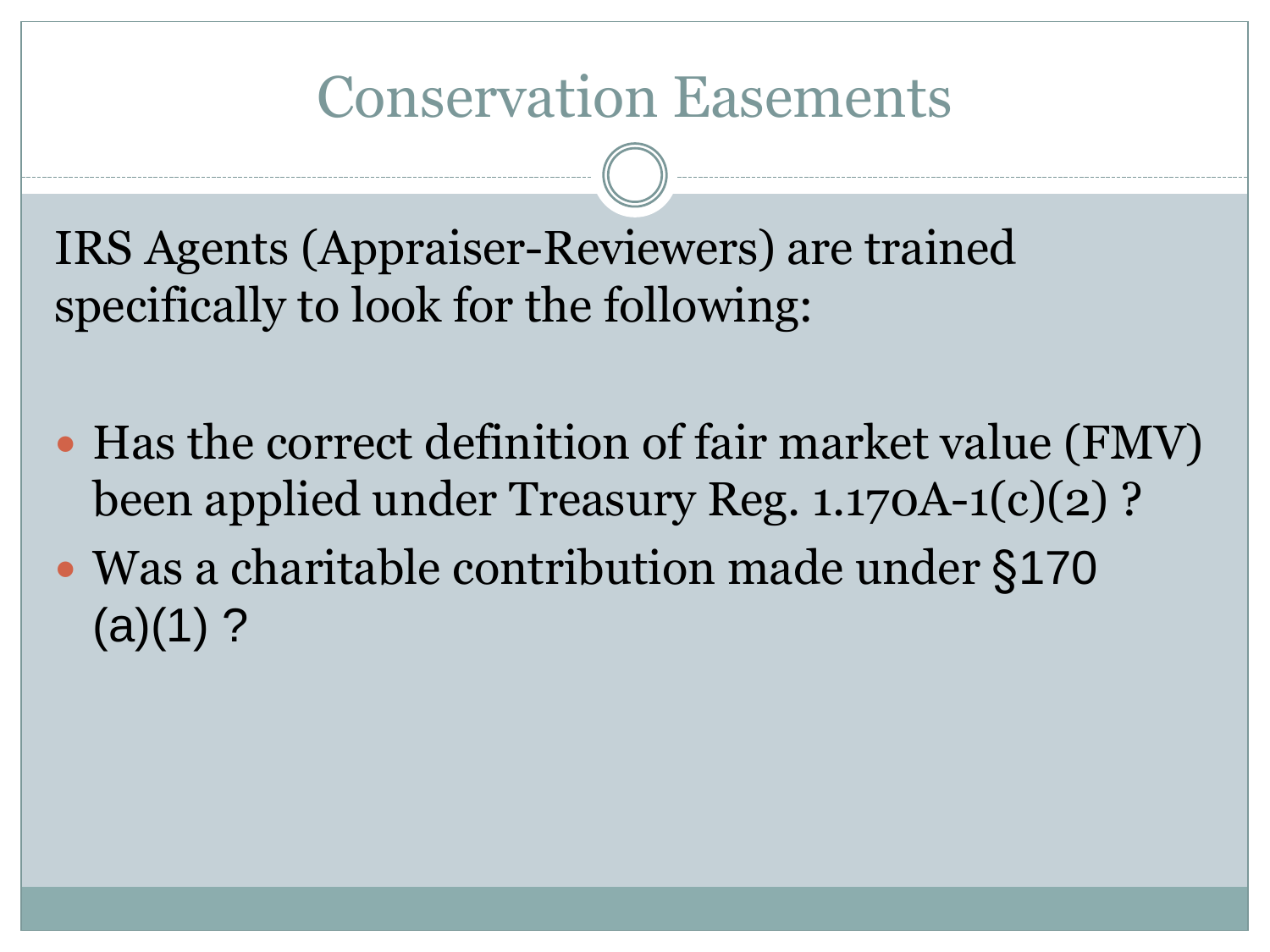# Conservation Easements

IRS Agents (Appraiser-Reviewers) are trained specifically to look for the following:

- Has the correct definition of fair market value (FMV) been applied under Treasury Reg. 1.170A-1(c)(2) ?
- Was a charitable contribution made under §170 (a)(1) ?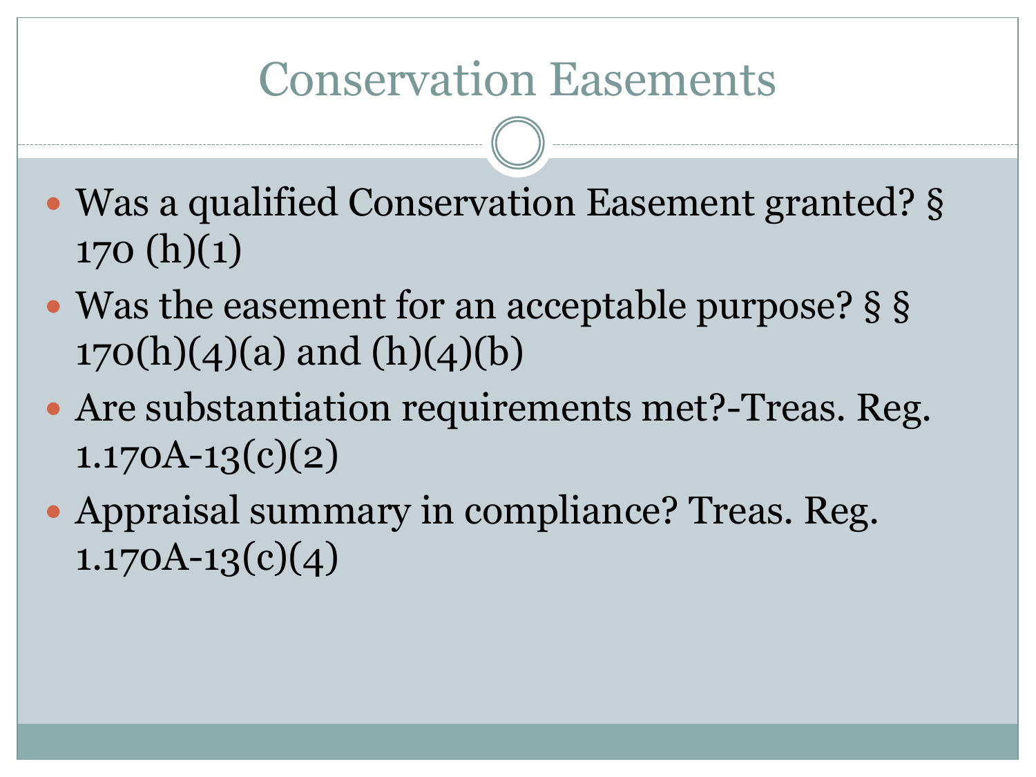# Conservation Easements

- Was a qualified Conservation Easement granted? § 170 (h)(1)
- Was the easement for an acceptable purpose? § § 170(h)(4)(a) and (h)(4)(b)
- Are substantiation requirements met?-Treas. Reg. 1.170A-13(c)(2)
- Appraisal summary in compliance? Treas. Reg. 1.170A-13(c)(4)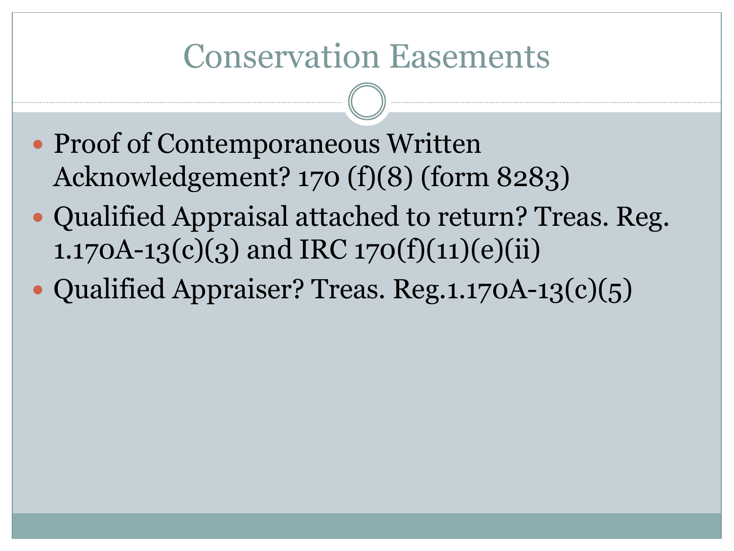# Conservation Easements

- Proof of Contemporaneous Written Acknowledgement? 170 (f)(8) (form 8283)
- Qualified Appraisal attached to return? Treas. Reg. 1.170A-13(c)(3) and IRC 170(f)(11)(e)(ii)
- Qualified Appraiser? Treas. Reg.1.170A-13(c)(5)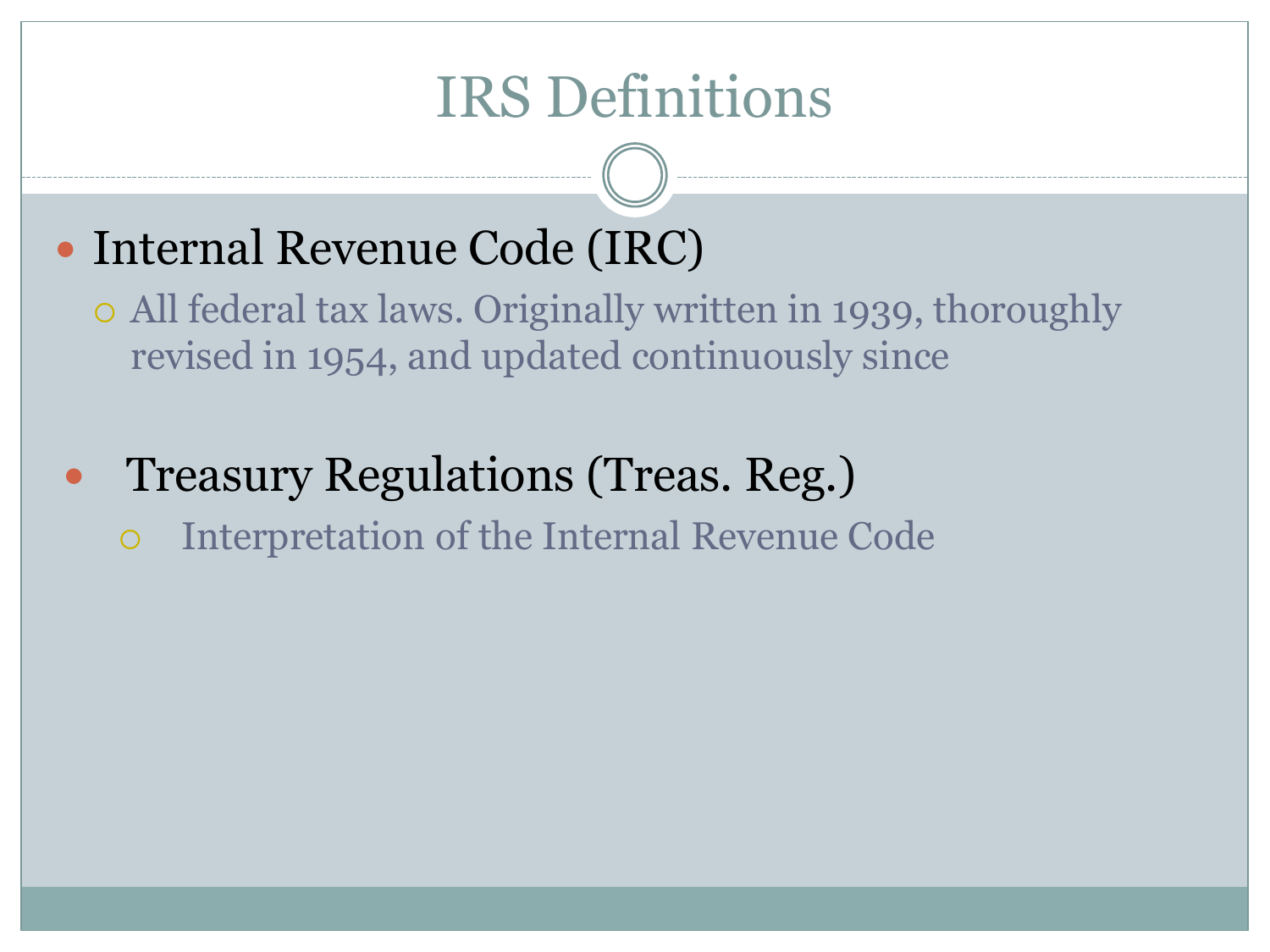# IRS Definitions

- Internal Revenue Code (IRC)
  - All federal tax laws. Originally written in 1939, thoroughly revised in 1954, and updated continuously since

- Treasury Regulations (Treas. Reg.)
  - Interpretation of the Internal Revenue Code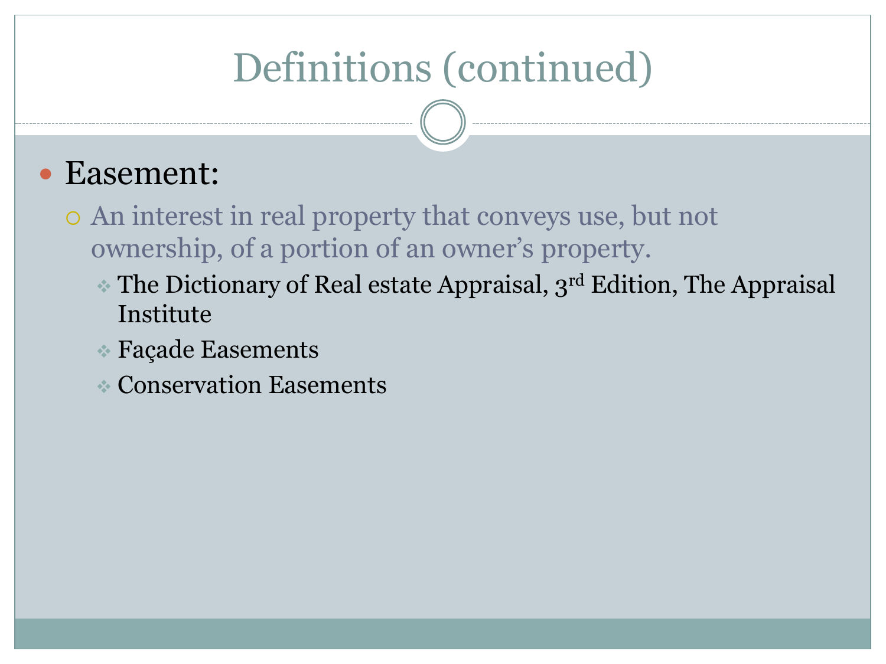# Definitions (continued)

- Easement:
  - An interest in real property that conveys use, but not ownership, of a portion of an owner's property.
    - The Dictionary of Real estate Appraisal, 3rd Edition, The Appraisal Institute
    - Façade Easements
    - Conservation Easements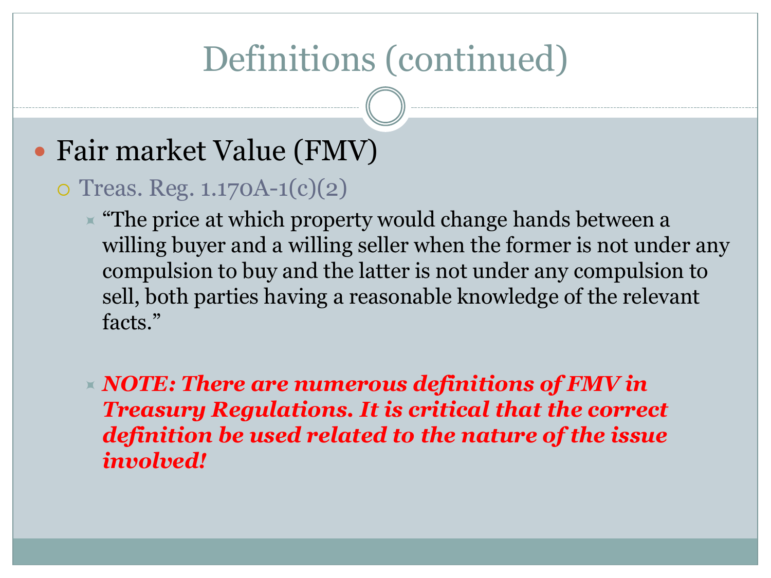# Definitions (continued)

- Fair market Value (FMV)
  - Treas. Reg. 1.170A-1(c)(2)
    - "The price at which property would change hands between a willing buyer and a willing seller when the former is not under any compulsion to buy and the latter is not under any compulsion to sell, both parties having a reasonable knowledge of the relevant facts."
    - ***NOTE: There are numerous definitions of FMV in Treasury Regulations. It is critical that the correct definition be used related to the nature of the issue involved!***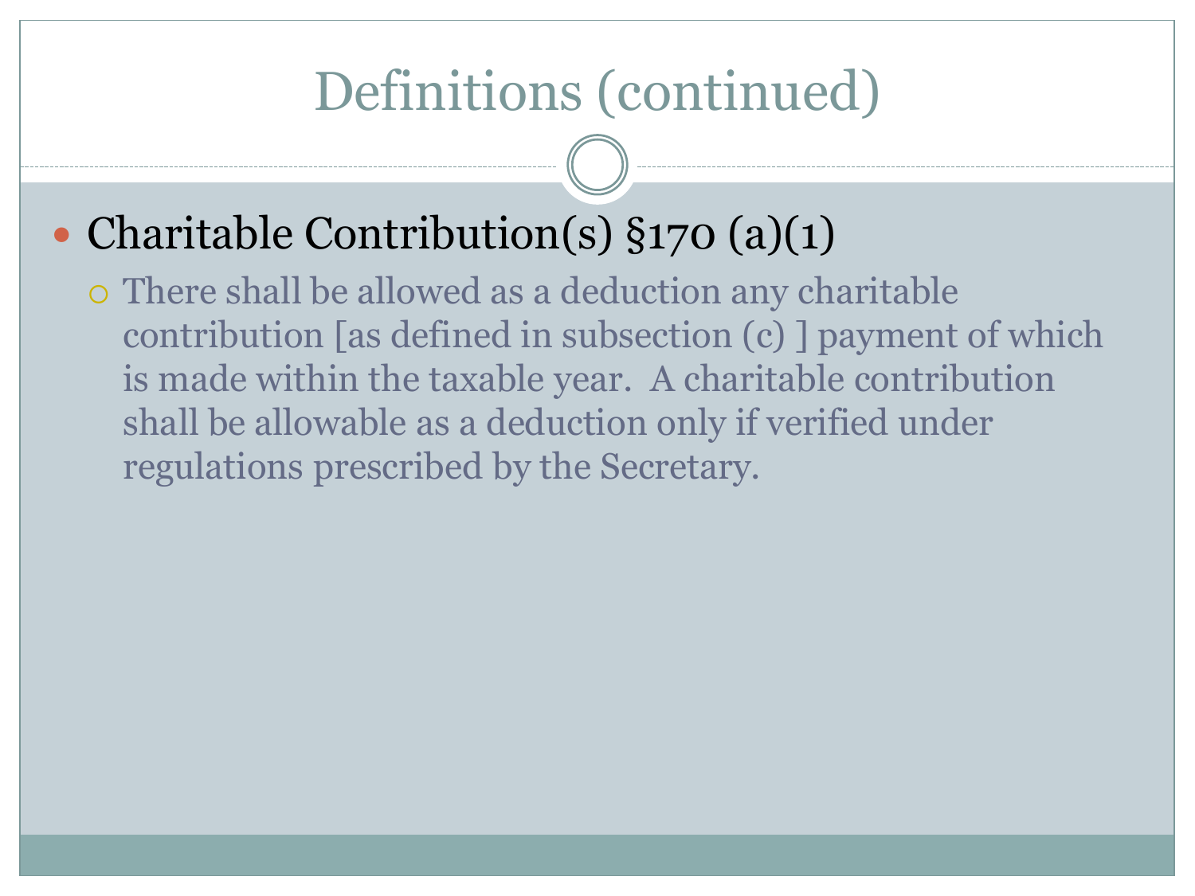# Definitions (continued)

- Charitable Contribution(s) §170 (a)(1)
  - There shall be allowed as a deduction any charitable contribution [as defined in subsection (c) ] payment of which is made within the taxable year. A charitable contribution shall be allowable as a deduction only if verified under regulations prescribed by the Secretary.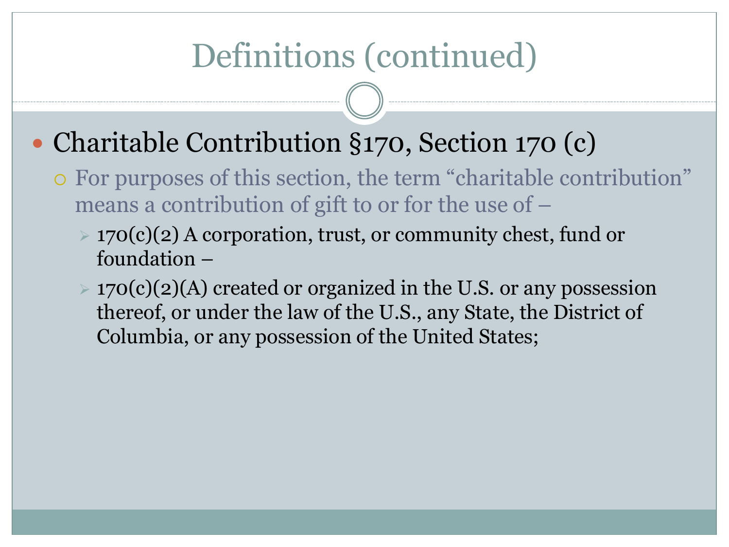# Definitions (continued)

- Charitable Contribution §170, Section 170 (c)
  - For purposes of this section, the term "charitable contribution" means a contribution of gift to or for the use of –
    - 170(c)(2) A corporation, trust, or community chest, fund or foundation –
    - 170(c)(2)(A) created or organized in the U.S. or any possession thereof, or under the law of the U.S., any State, the District of Columbia, or any possession of the United States;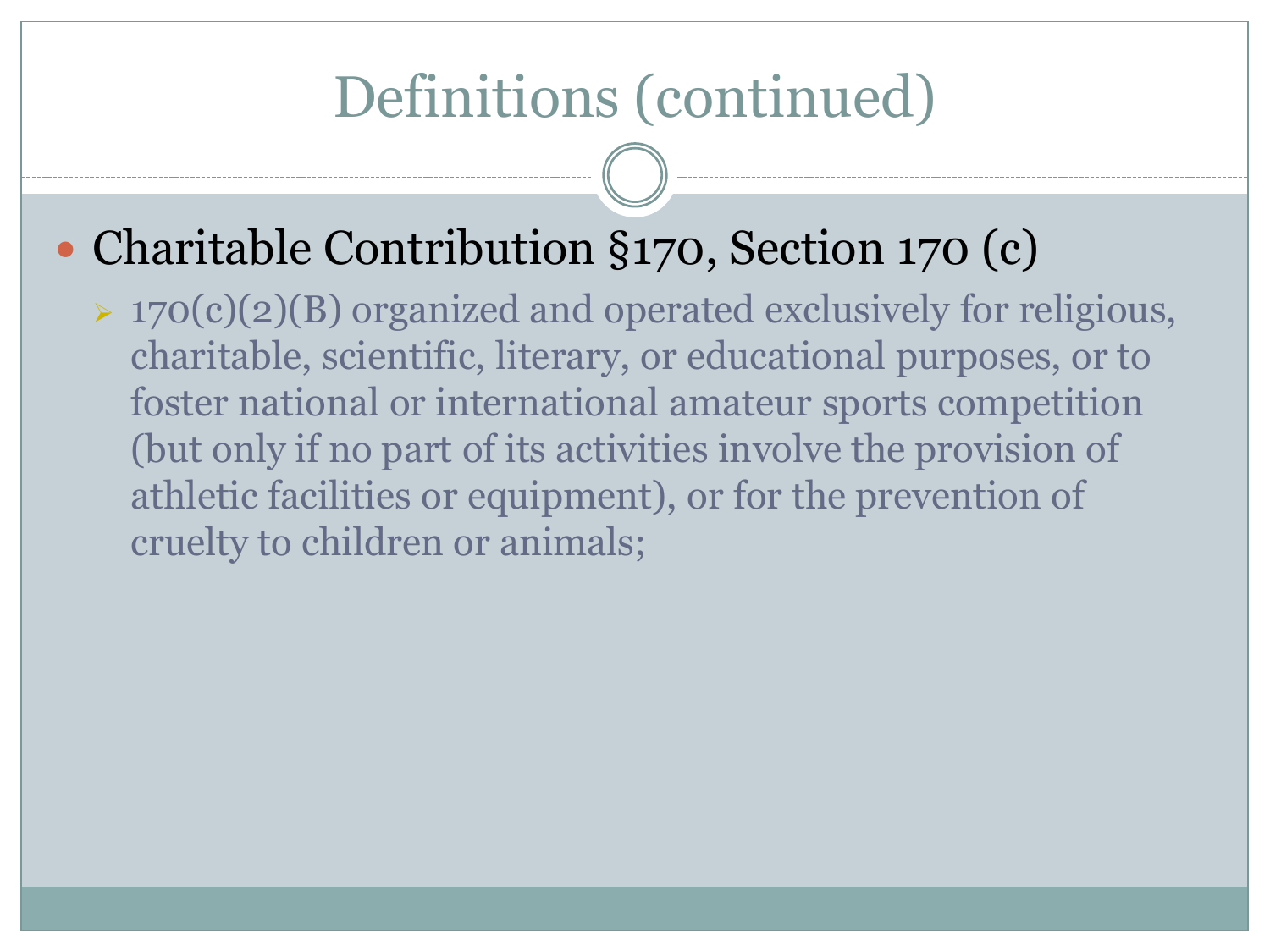# Definitions (continued)

- Charitable Contribution §170, Section 170 (c)
  - 170(c)(2)(B) organized and operated exclusively for religious, charitable, scientific, literary, or educational purposes, or to foster national or international amateur sports competition (but only if no part of its activities involve the provision of athletic facilities or equipment), or for the prevention of cruelty to children or animals;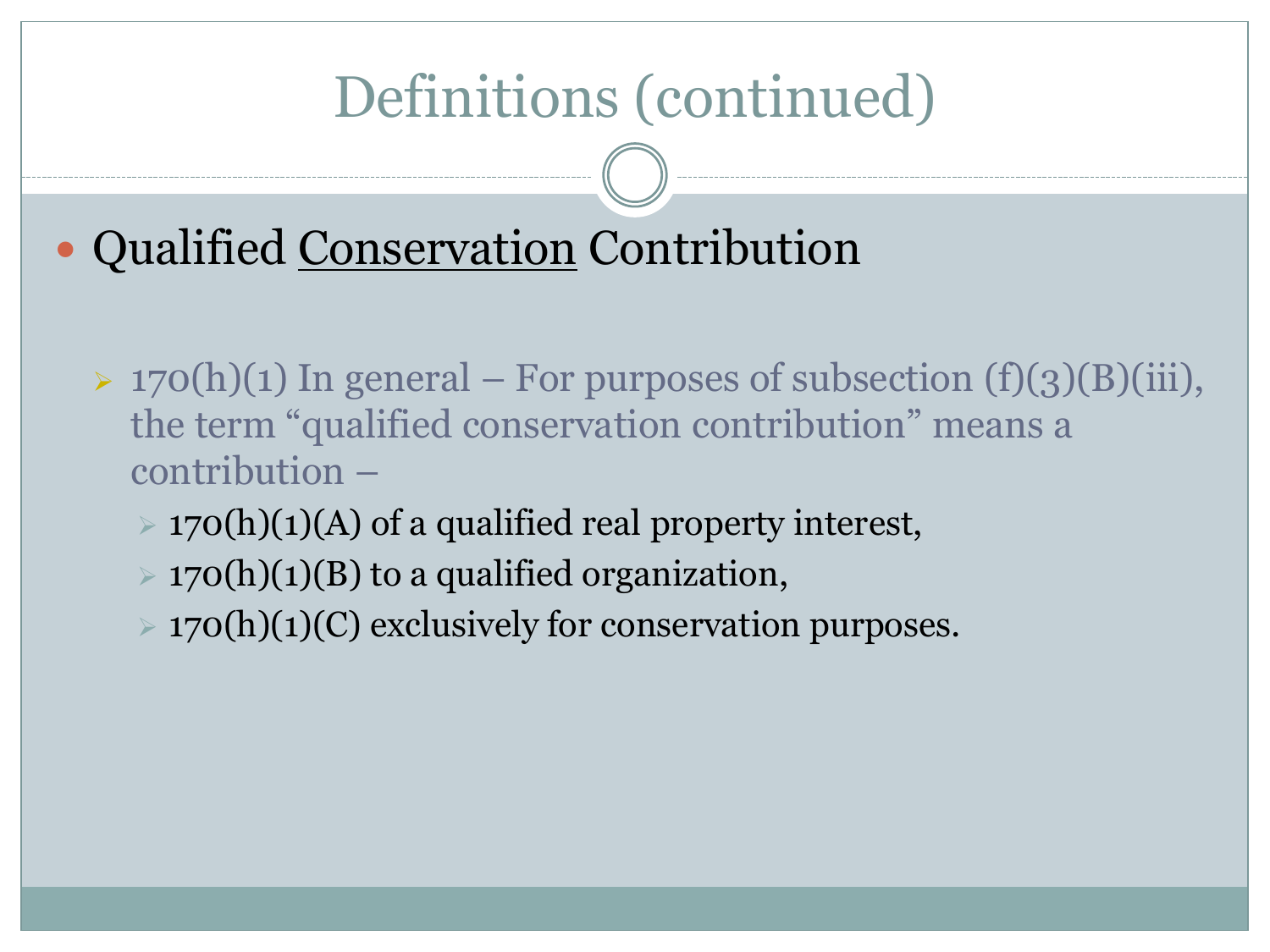# Definitions (continued)

- Qualified Conservation Contribution
  - 170(h)(1) In general – For purposes of subsection (f)(3)(B)(iii), the term “qualified conservation contribution” means a contribution –
    - 170(h)(1)(A) of a qualified real property interest,
    - 170(h)(1)(B) to a qualified organization,
    - 170(h)(1)(C) exclusively for conservation purposes.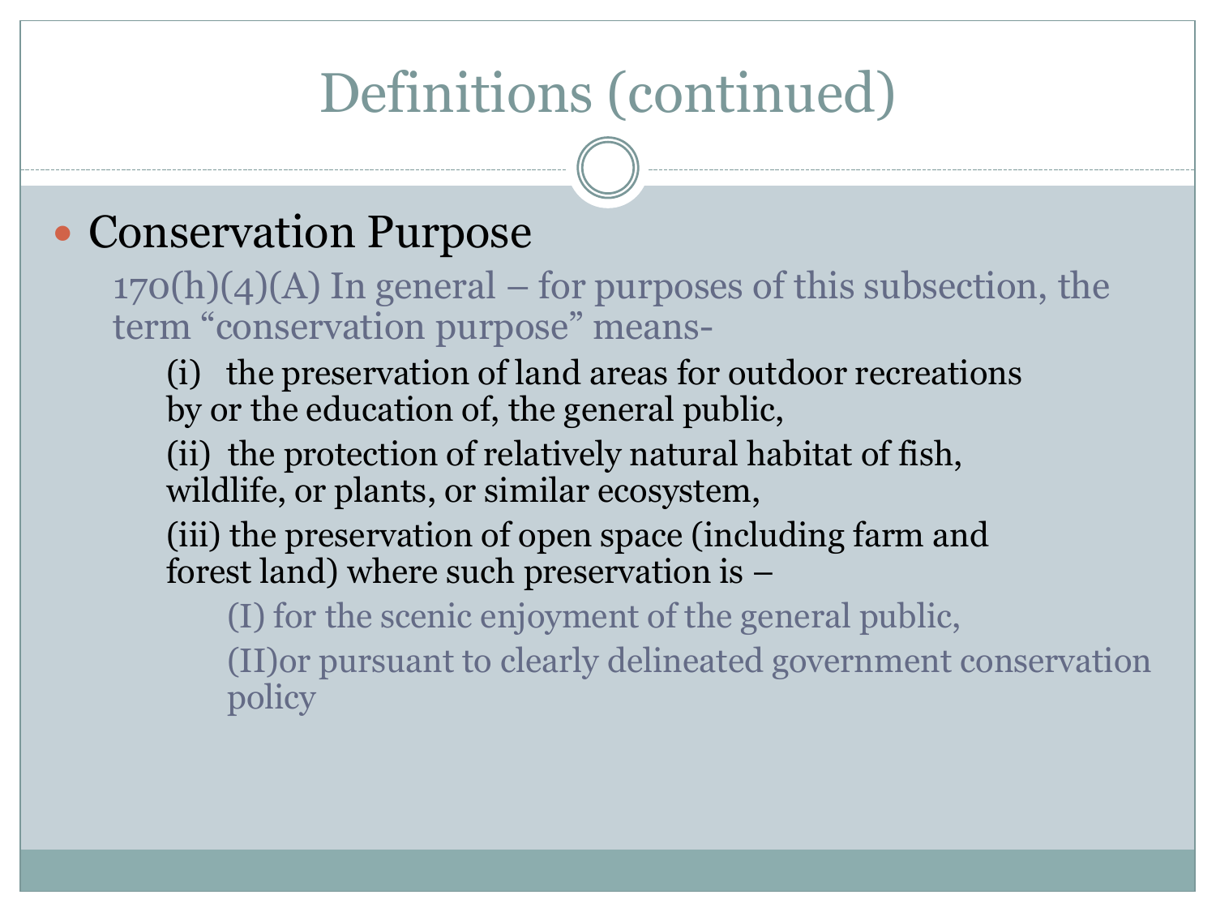# Definitions (continued)

- Conservation Purpose

  170(h)(4)(A) In general – for purposes of this subsection, the term "conservation purpose" means-

  (i) the preservation of land areas for outdoor recreations by or the education of, the general public,

  (ii) the protection of relatively natural habitat of fish, wildlife, or plants, or similar ecosystem,

  (iii) the preservation of open space (including farm and forest land) where such preservation is –

  (I) for the scenic enjoyment of the general public,

  (II)or pursuant to clearly delineated government conservation policy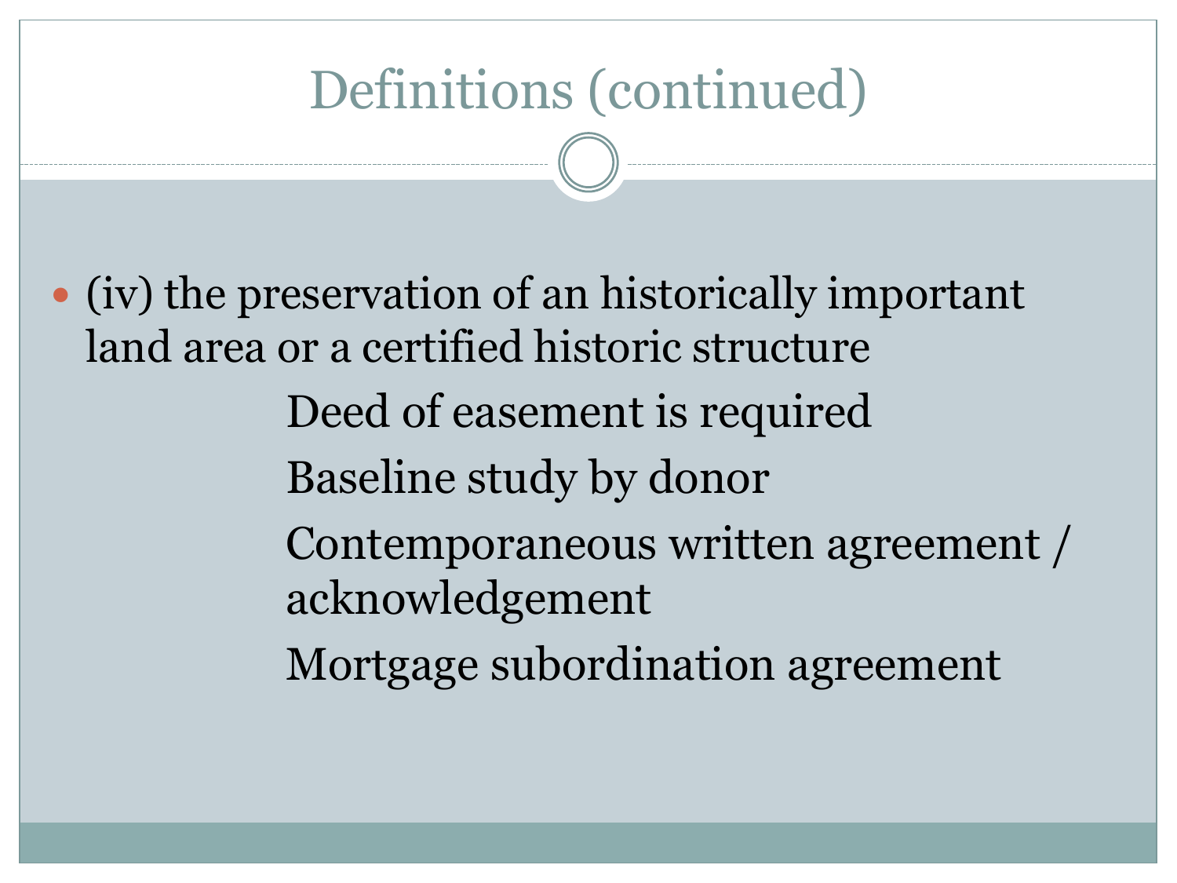# Definitions (continued)

- (iv) the preservation of an historically important land area or a certified historic structure
  - Deed of easement is required
  - Baseline study by donor
  - Contemporaneous written agreement / acknowledgement
  - Mortgage subordination agreement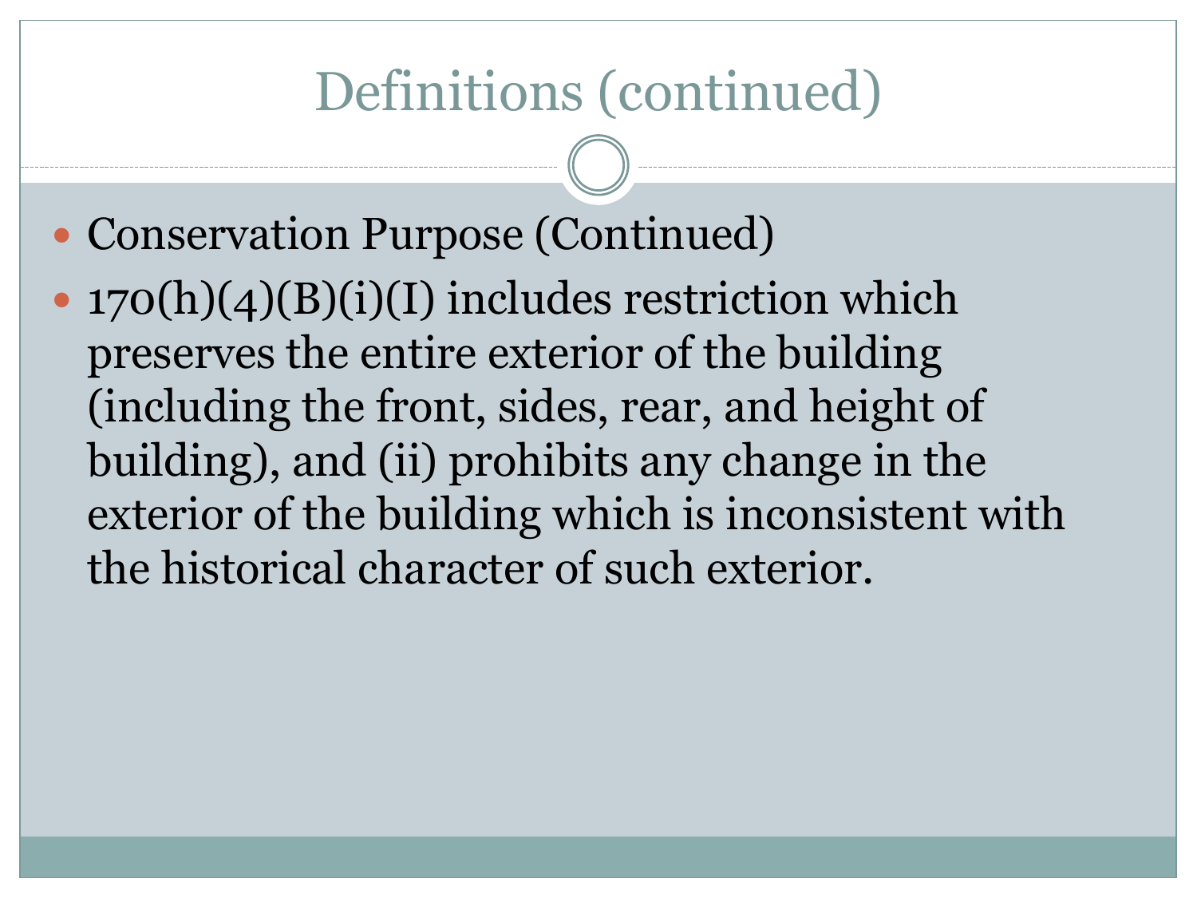# Definitions (continued)

- Conservation Purpose (Continued)
- 170(h)(4)(B)(i)(I) includes restriction which preserves the entire exterior of the building (including the front, sides, rear, and height of building), and (ii) prohibits any change in the exterior of the building which is inconsistent with the historical character of such exterior.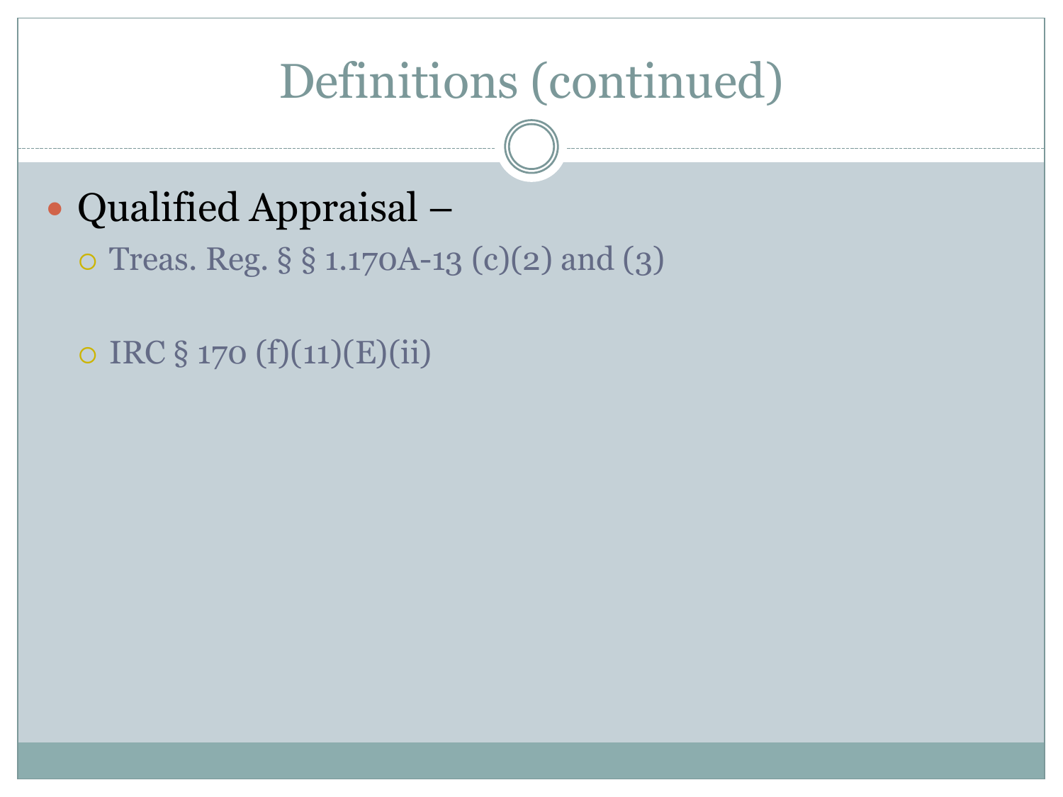# Definitions (continued)

- Qualified Appraisal –
  - Treas. Reg. § § 1.170A-13 (c)(2) and (3)
  - IRC § 170 (f)(11)(E)(ii)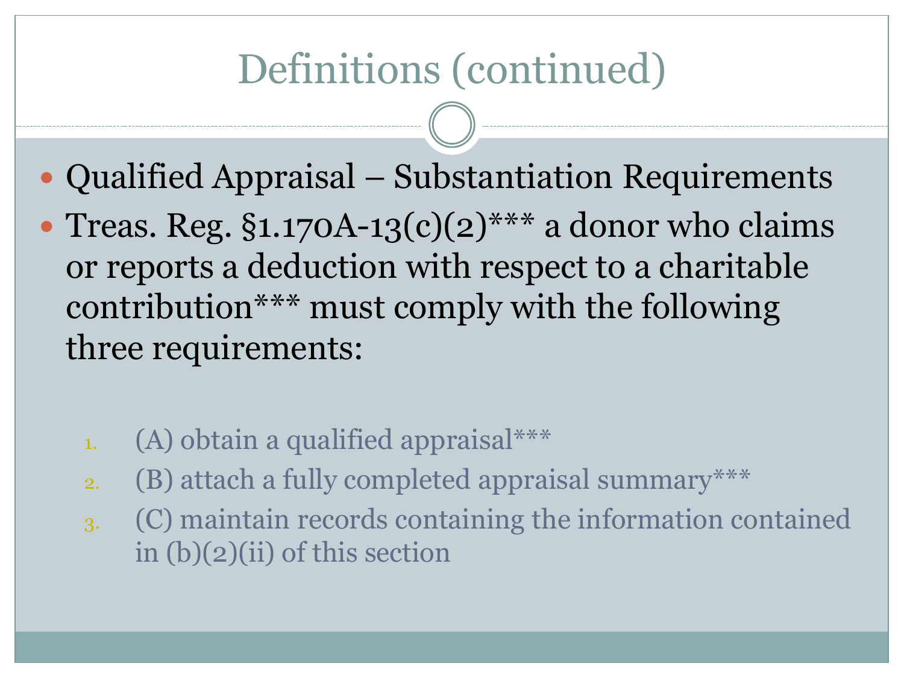# Definitions (continued)

- Qualified Appraisal – Substantiation Requirements
- Treas. Reg. §1.170A-13(c)(2)*** a donor who claims or reports a deduction with respect to a charitable contribution*** must comply with the following three requirements:

  1. (A) obtain a qualified appraisal***
  2. (B) attach a fully completed appraisal summary***
  3. (C) maintain records containing the information contained in (b)(2)(ii) of this section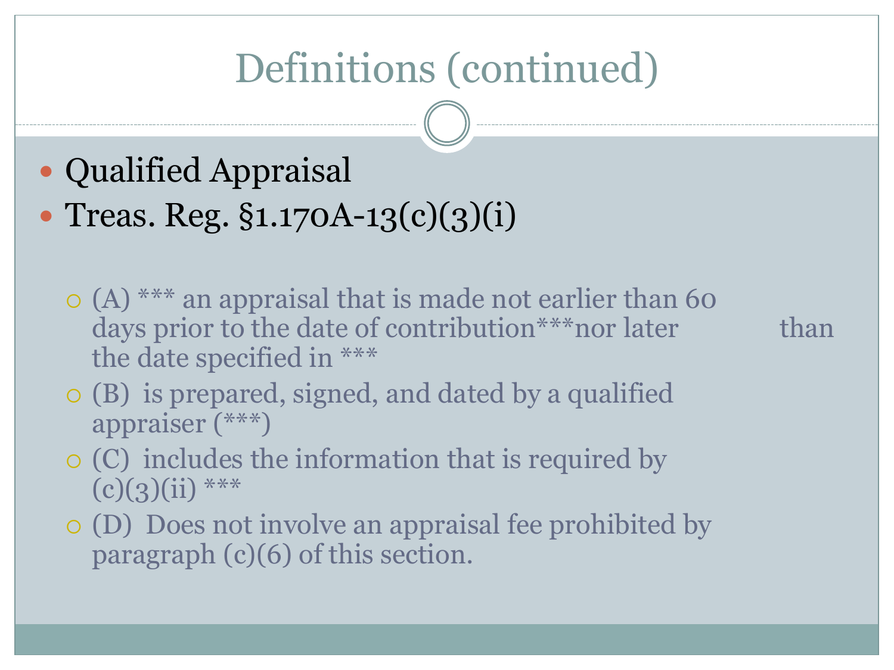# Definitions (continued)

- Qualified Appraisal
- Treas. Reg. §1.170A-13(c)(3)(i)
  - (A) *** an appraisal that is made not earlier than 60 days prior to the date of contribution***nor later than the date specified in ***
  - (B) is prepared, signed, and dated by a qualified appraiser (***)
  - (C) includes the information that is required by (c)(3)(ii) ***
  - (D) Does not involve an appraisal fee prohibited by paragraph (c)(6) of this section.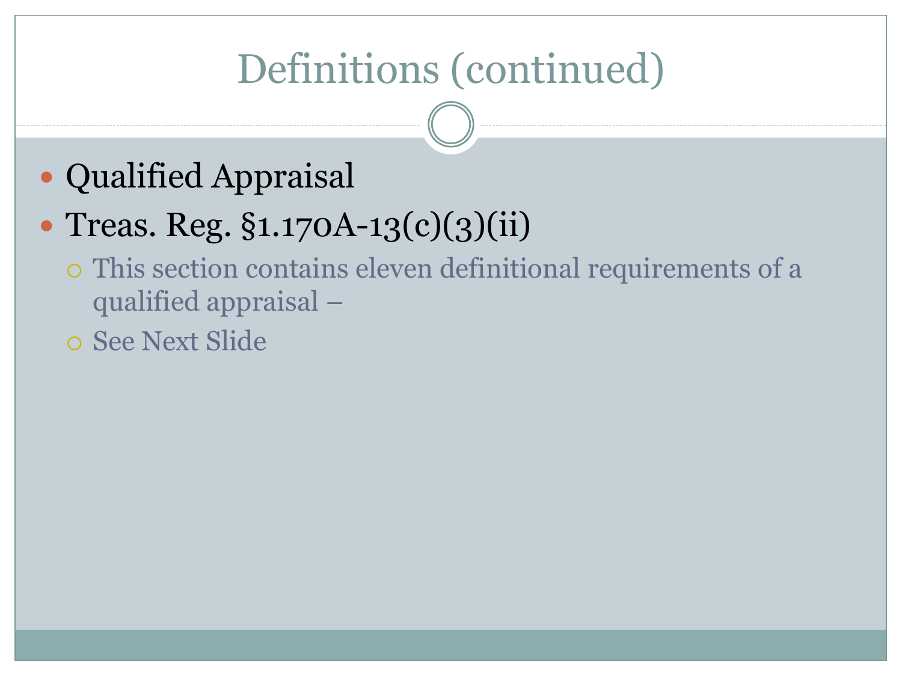# Definitions (continued)

- Qualified Appraisal
- Treas. Reg. §1.170A-13(c)(3)(ii)
  - This section contains eleven definitional requirements of a qualified appraisal –
  - See Next Slide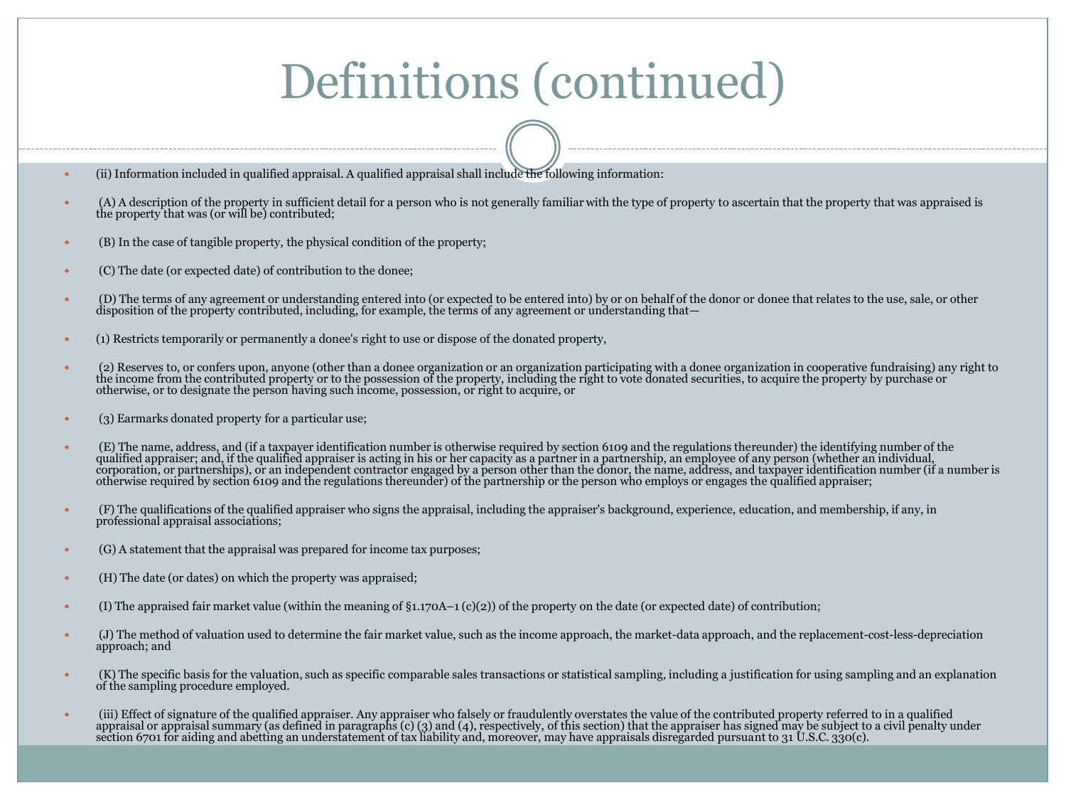# Definitions (continued)

- (ii) Information included in qualified appraisal. A qualified appraisal shall include the following information:
- (A) A description of the property in sufficient detail for a person who is not generally familiar with the type of property to ascertain that the property that was appraised is the property that was (or will be) contributed;
- (B) In the case of tangible property, the physical condition of the property;
- (C) The date (or expected date) of contribution to the donee;
- (D) The terms of any agreement or understanding entered into (or expected to be entered into) by or on behalf of the donor or donee that relates to the use, sale, or other disposition of the property contributed, including, for example, the terms of any agreement or understanding that—
- (1) Restricts temporarily or permanently a donee's right to use or dispose of the donated property,
- (2) Reserves to, or confers upon, anyone (other than a donee organization or an organization participating with a donee organization in cooperative fundraising) any right to the income from the contributed property or to the possession of the property, including the right to vote donated securities, to acquire the property by purchase or otherwise, or to designate the person having such income, possession, or right to acquire, or
- (3) Earmarks donated property for a particular use;
- (E) The name, address, and (if a taxpayer identification number is otherwise required by section 6109 and the regulations thereunder) the identifying number of the qualified appraiser; and, if the qualified appraiser is acting in his or her capacity as a partner in a partnership, an employee of any person (whether an individual, corporation, or partnerships), or an independent contractor engaged by a person other than the donor, the name, address, and taxpayer identification number (if a number is otherwise required by section 6109 and the regulations thereunder) of the partnership or the person who employs or engages the qualified appraiser;
- (F) The qualifications of the qualified appraiser who signs the appraisal, including the appraiser's background, experience, education, and membership, if any, in professional appraisal associations;
- (G) A statement that the appraisal was prepared for income tax purposes;
- (H) The date (or dates) on which the property was appraised;
- (I) The appraised fair market value (within the meaning of §1.170A–1 (c)(2)) of the property on the date (or expected date) of contribution;
- (J) The method of valuation used to determine the fair market value, such as the income approach, the market-data approach, and the replacement-cost-less-depreciation approach; and
- (K) The specific basis for the valuation, such as specific comparable sales transactions or statistical sampling, including a justification for using sampling and an explanation of the sampling procedure employed.
- (iii) Effect of signature of the qualified appraiser. Any appraiser who falsely or fraudulently overstates the value of the contributed property referred to in a qualified appraisal or appraisal summary (as defined in paragraphs (c) (3) and (4), respectively, of this section) that the appraiser has signed may be subject to a civil penalty under section 6701 for aiding and abetting an understatement of tax liability and, moreover, may have appraisals disregarded pursuant to 31 U.S.C. 330(c).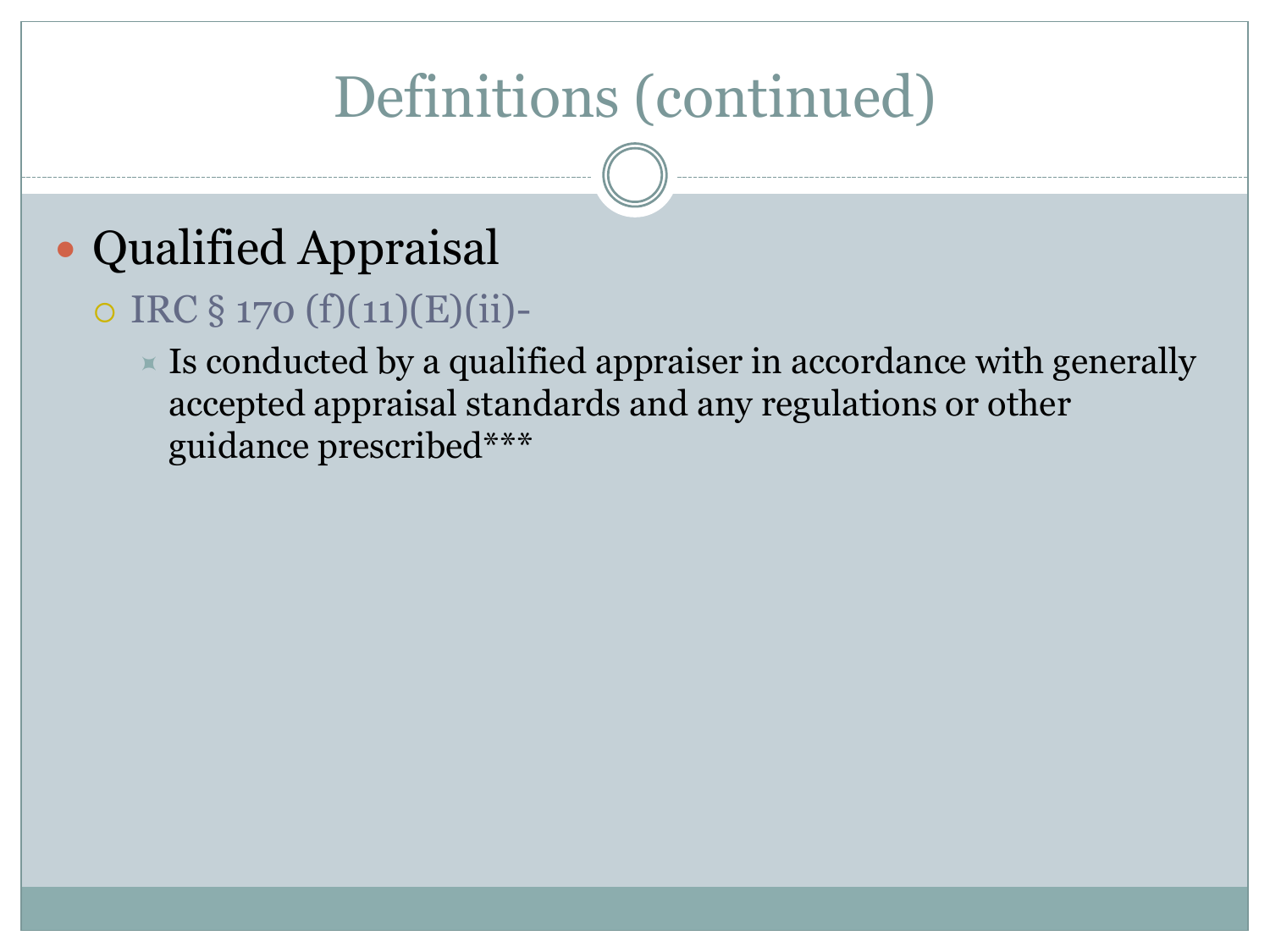# Definitions (continued)

- Qualified Appraisal
  - IRC § 170 (f)(11)(E)(ii)-
    - Is conducted by a qualified appraiser in accordance with generally accepted appraisal standards and any regulations or other guidance prescribed***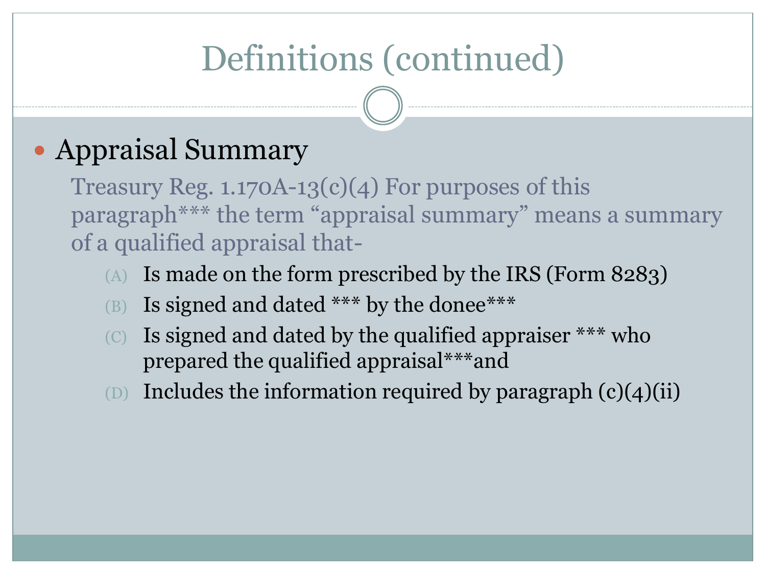# Definitions (continued)

- Appraisal Summary

  Treasury Reg. 1.170A-13(c)(4) For purposes of this paragraph*** the term “appraisal summary” means a summary of a qualified appraisal that-

  (A) Is made on the form prescribed by the IRS (Form 8283)

  (B) Is signed and dated *** by the donee***

  (C) Is signed and dated by the qualified appraiser *** who prepared the qualified appraisal***and

  (D) Includes the information required by paragraph (c)(4)(ii)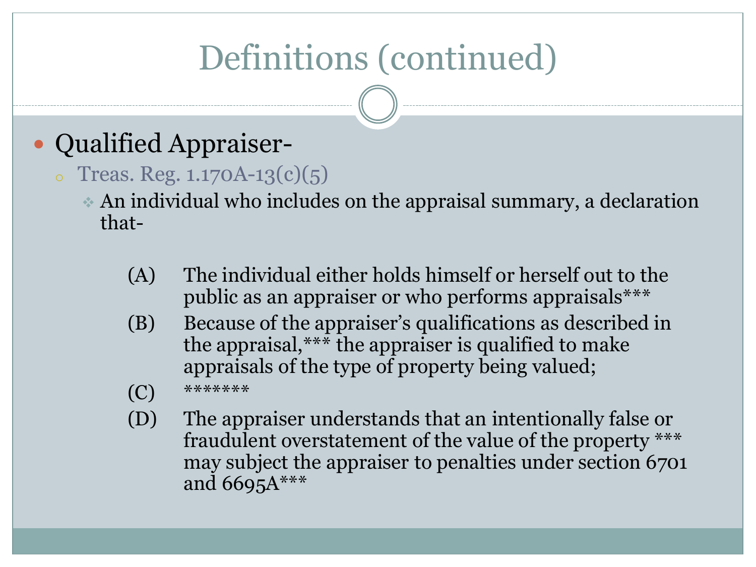# Definitions (continued)

- Qualified Appraiser-
  - Treas. Reg. 1.170A-13(c)(5)
    - An individual who includes on the appraisal summary, a declaration that-

      (A) The individual either holds himself or herself out to the public as an appraiser or who performs appraisals***

      (B) Because of the appraiser's qualifications as described in the appraisal,*** the appraiser is qualified to make appraisals of the type of property being valued;

      (C) *******

      (D) The appraiser understands that an intentionally false or fraudulent overstatement of the value of the property *** may subject the appraiser to penalties under section 6701 and 6695A***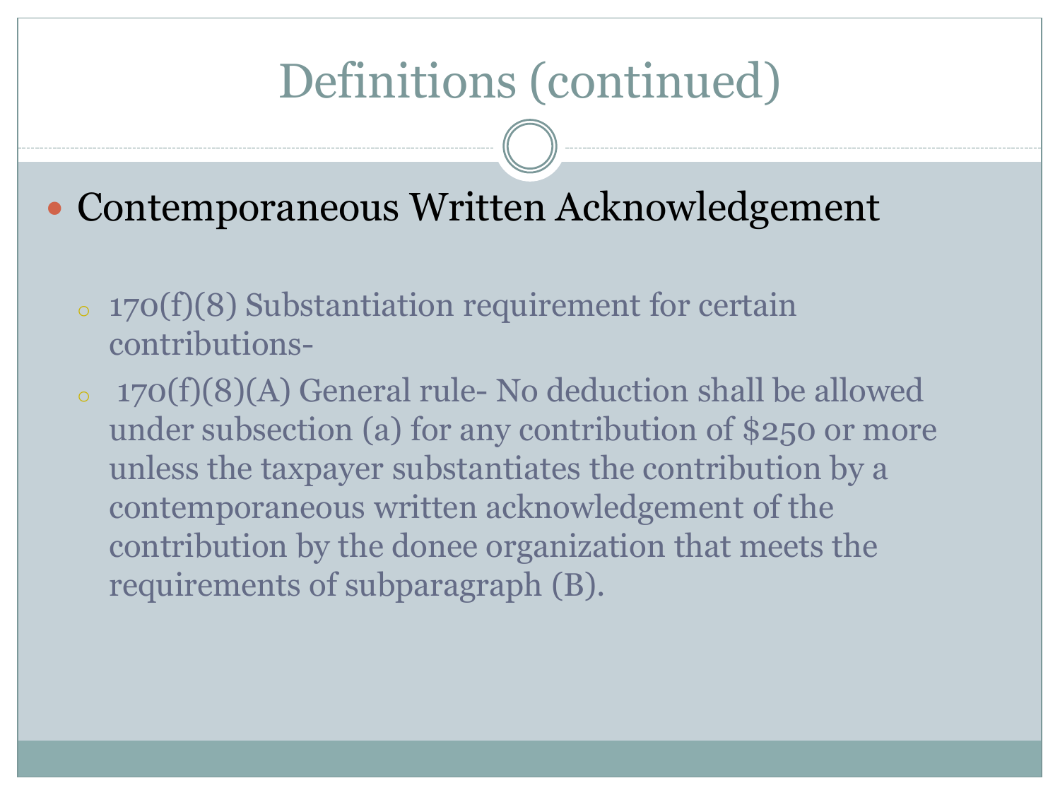# Definitions (continued)

- Contemporaneous Written Acknowledgement
  - 170(f)(8) Substantiation requirement for certain contributions-
  - 170(f)(8)(A) General rule- No deduction shall be allowed under subsection (a) for any contribution of $250 or more unless the taxpayer substantiates the contribution by a contemporaneous written acknowledgement of the contribution by the donee organization that meets the requirements of subparagraph (B).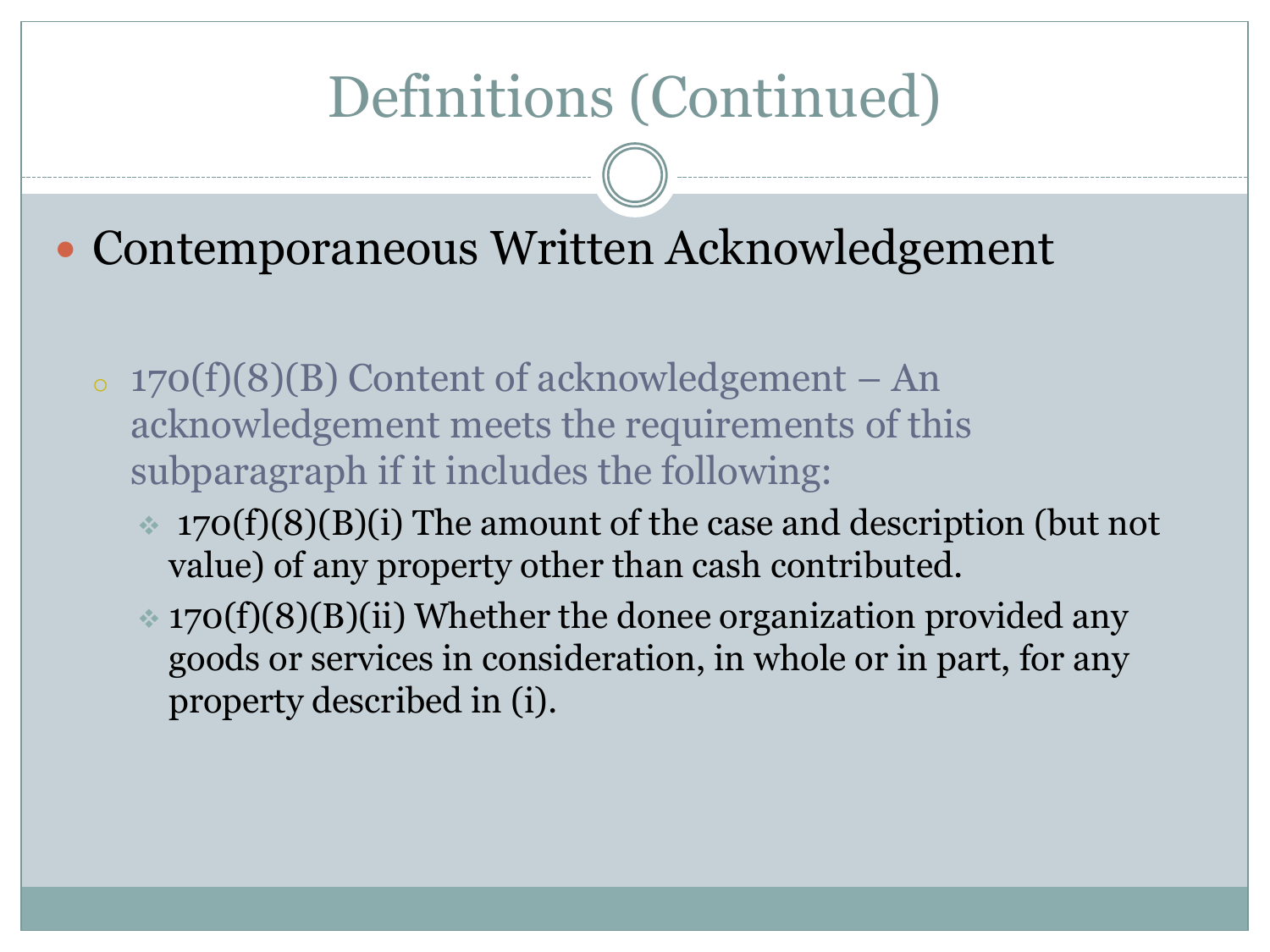# Definitions (Continued)

- Contemporaneous Written Acknowledgement
  - 170(f)(8)(B) Content of acknowledgement – An acknowledgement meets the requirements of this subparagraph if it includes the following:
    - 170(f)(8)(B)(i) The amount of the case and description (but not value) of any property other than cash contributed.
    - 170(f)(8)(B)(ii) Whether the donee organization provided any goods or services in consideration, in whole or in part, for any property described in (i).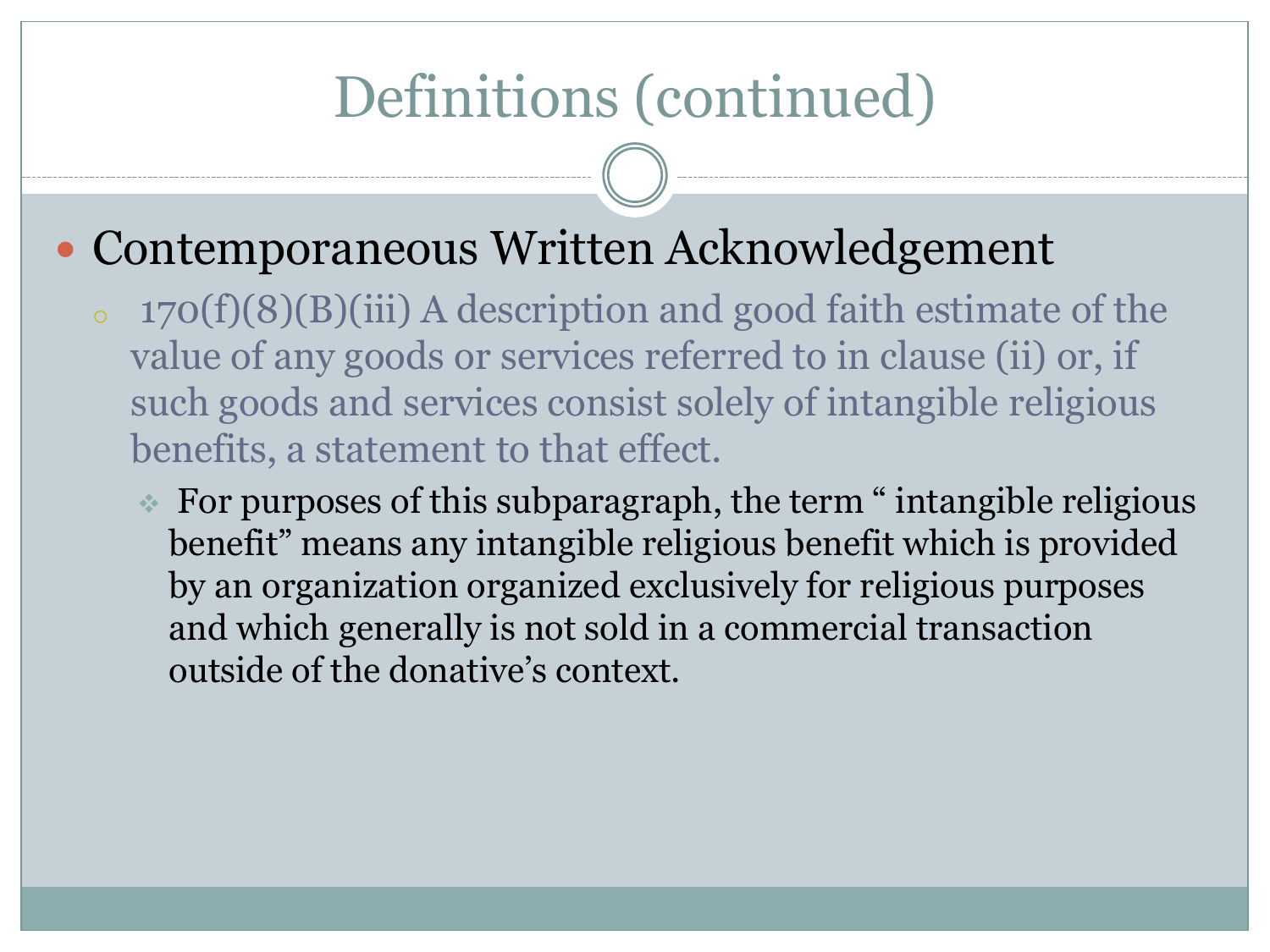# Definitions (continued)

- Contemporaneous Written Acknowledgement
  - 170(f)(8)(B)(iii) A description and good faith estimate of the value of any goods or services referred to in clause (ii) or, if such goods and services consist solely of intangible religious benefits, a statement to that effect.
    - For purposes of this subparagraph, the term " intangible religious benefit" means any intangible religious benefit which is provided by an organization organized exclusively for religious purposes and which generally is not sold in a commercial transaction outside of the donative's context.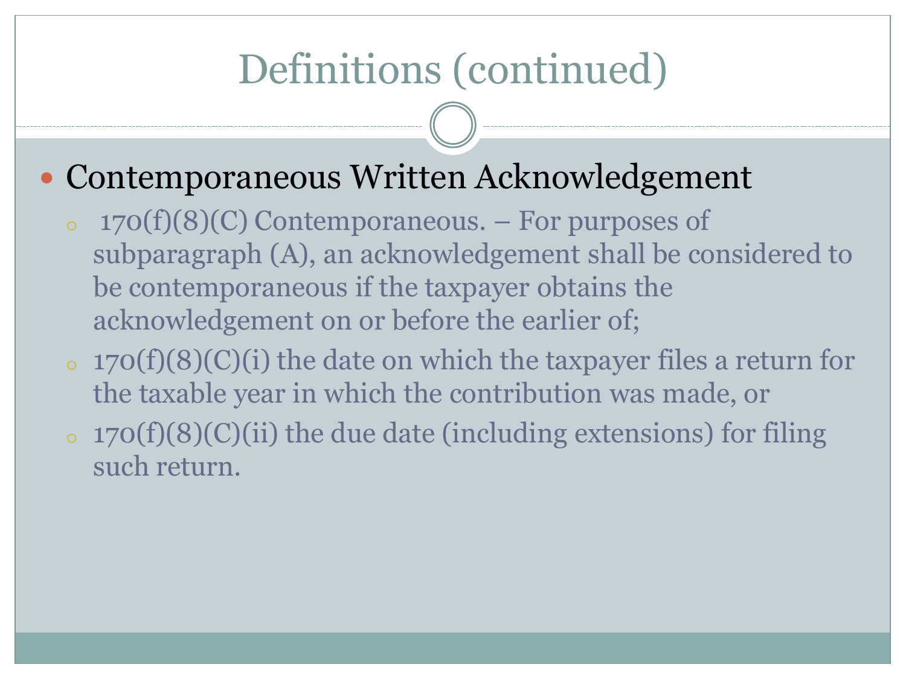# Definitions (continued)

- Contemporaneous Written Acknowledgement
  - 170(f)(8)(C) Contemporaneous. – For purposes of subparagraph (A), an acknowledgement shall be considered to be contemporaneous if the taxpayer obtains the acknowledgement on or before the earlier of;
  - 170(f)(8)(C)(i) the date on which the taxpayer files a return for the taxable year in which the contribution was made, or
  - 170(f)(8)(C)(ii) the due date (including extensions) for filing such return.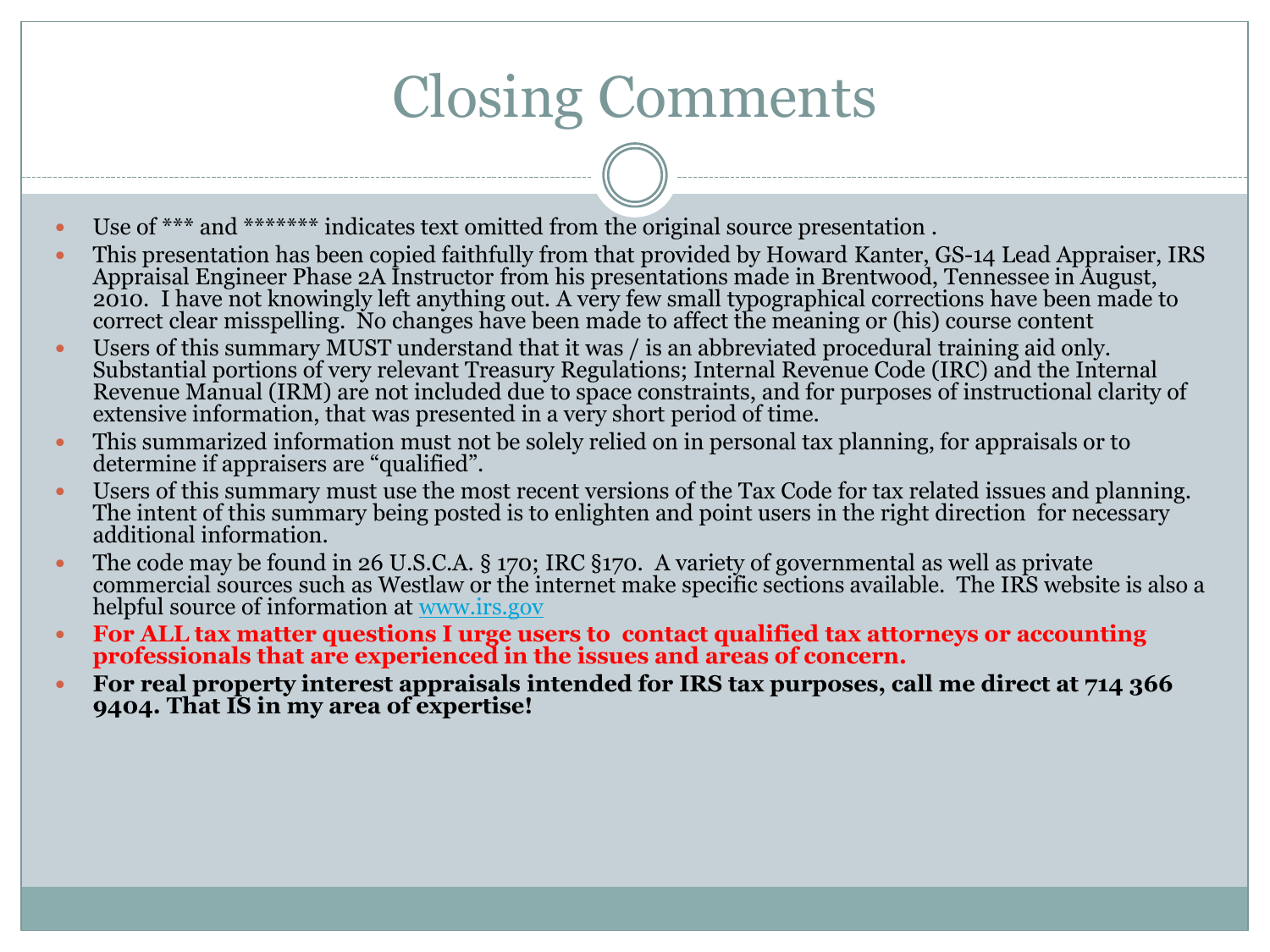# Closing Comments

- Use of *** and ******* indicates text omitted from the original source presentation .
- This presentation has been copied faithfully from that provided by Howard Kanter, GS-14 Lead Appraiser, IRS Appraisal Engineer Phase 2A Instructor from his presentations made in Brentwood, Tennessee in August, 2010. I have not knowingly left anything out. A very few small typographical corrections have been made to correct clear misspelling. No changes have been made to affect the meaning or (his) course content
- Users of this summary MUST understand that it was / is an abbreviated procedural training aid only. Substantial portions of very relevant Treasury Regulations; Internal Revenue Code (IRC) and the Internal Revenue Manual (IRM) are not included due to space constraints, and for purposes of instructional clarity of extensive information, that was presented in a very short period of time.
- This summarized information must not be solely relied on in personal tax planning, for appraisals or to determine if appraisers are "qualified".
- Users of this summary must use the most recent versions of the Tax Code for tax related issues and planning. The intent of this summary being posted is to enlighten and point users in the right direction for necessary additional information.
- The code may be found in 26 U.S.C.A. § 170; IRC §170. A variety of governmental as well as private commercial sources such as Westlaw or the internet make specific sections available. The IRS website is also a helpful source of information at [www.irs.gov](http://www.irs.gov)
- **For ALL tax matter questions I urge users to contact qualified tax attorneys or accounting professionals that are experienced in the issues and areas of concern.**
- **For real property interest appraisals intended for IRS tax purposes, call me direct at 714 366 9404. That IS in my area of expertise!**